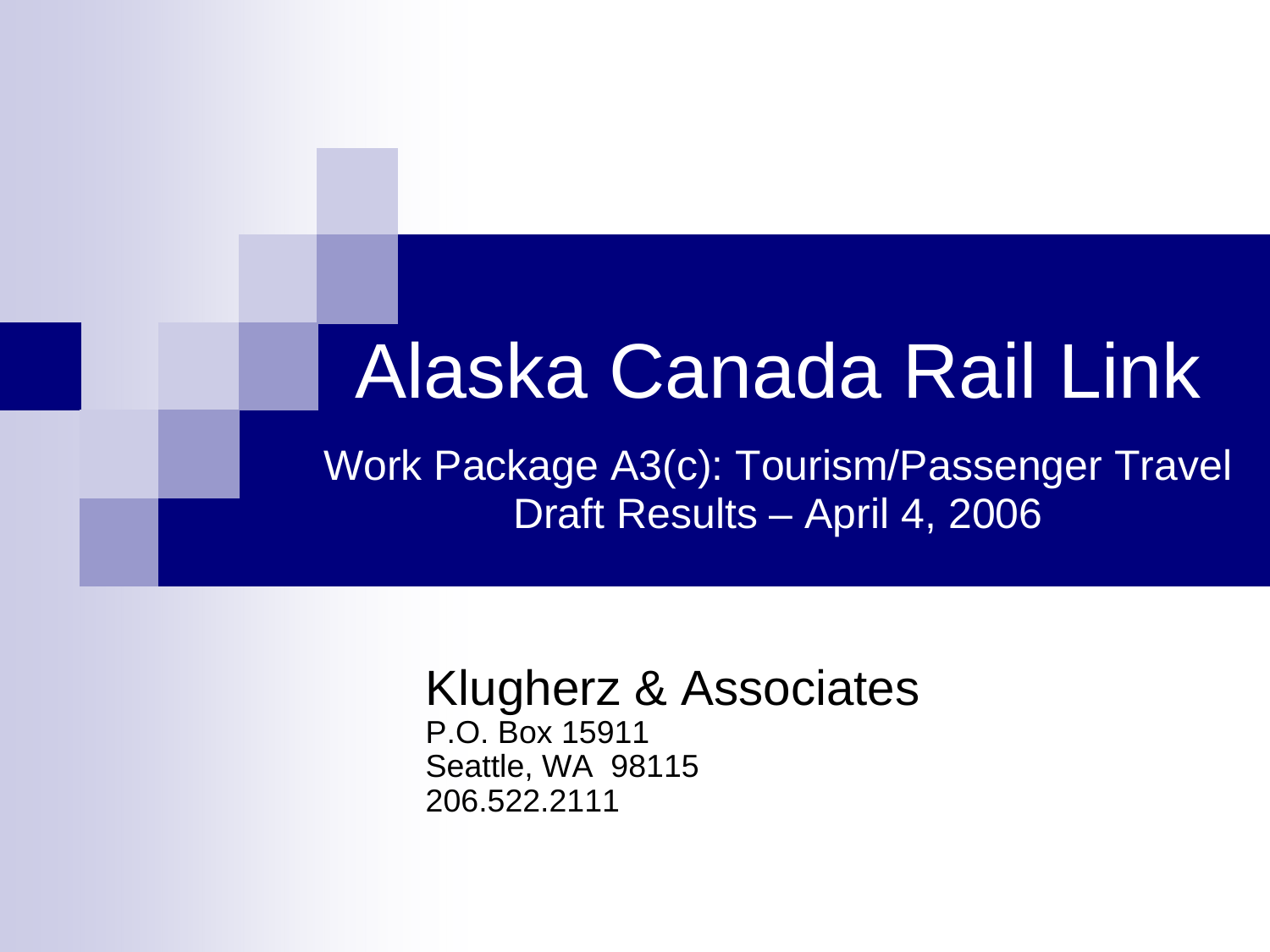# Alaska Canada Rail Link

Work Package A3(c): Tourism/Passenger Travel
Draft Results – April 4, 2006

Klugherz & Associates
P.O. Box 15911
Seattle, WA 98115
206.522.2111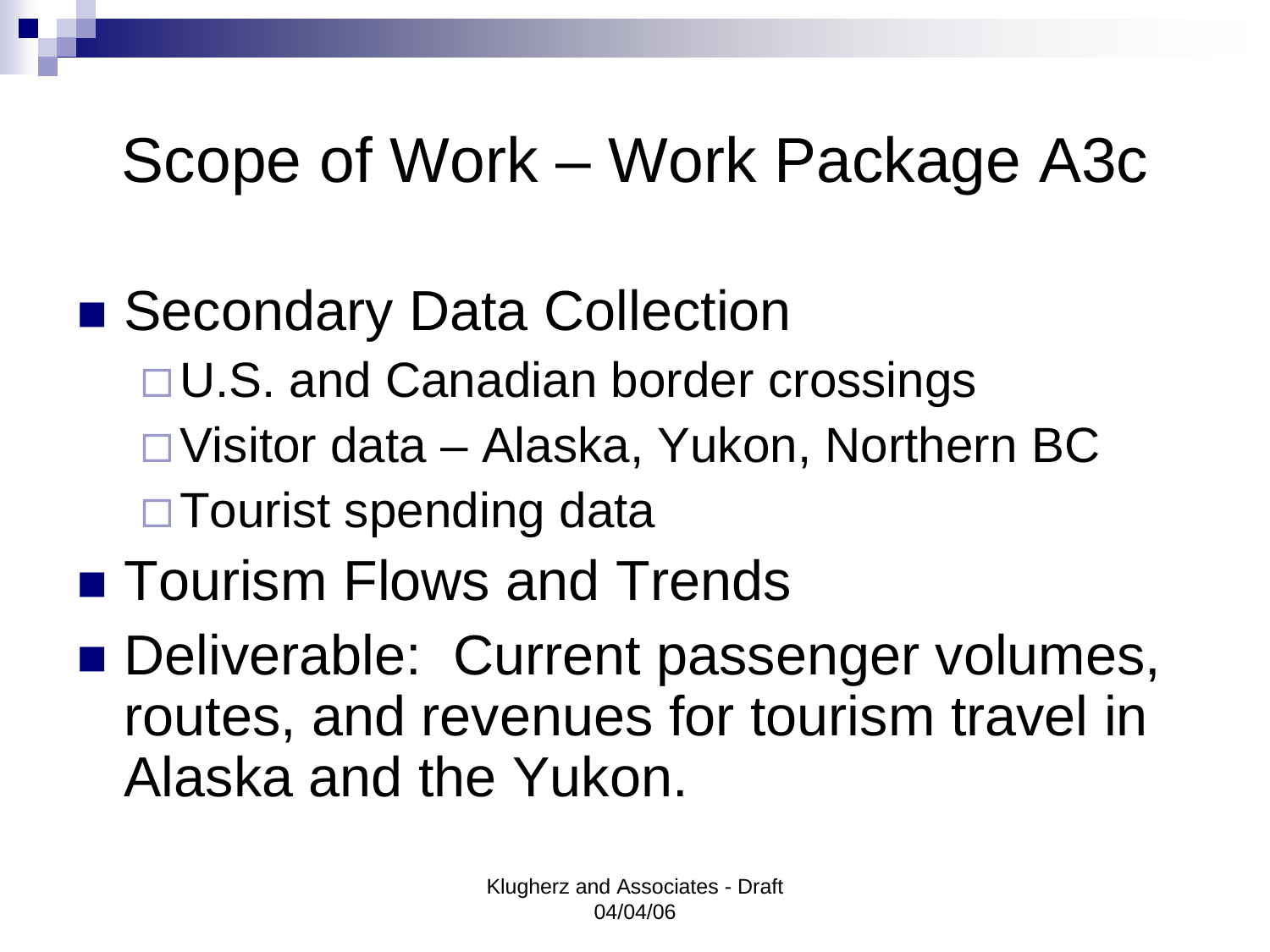# Scope of Work – Work Package A3c

- Secondary Data Collection
  - U.S. and Canadian border crossings
  - Visitor data – Alaska, Yukon, Northern BC
  - Tourist spending data
- Tourism Flows and Trends
- Deliverable: Current passenger volumes, routes, and revenues for tourism travel in Alaska and the Yukon.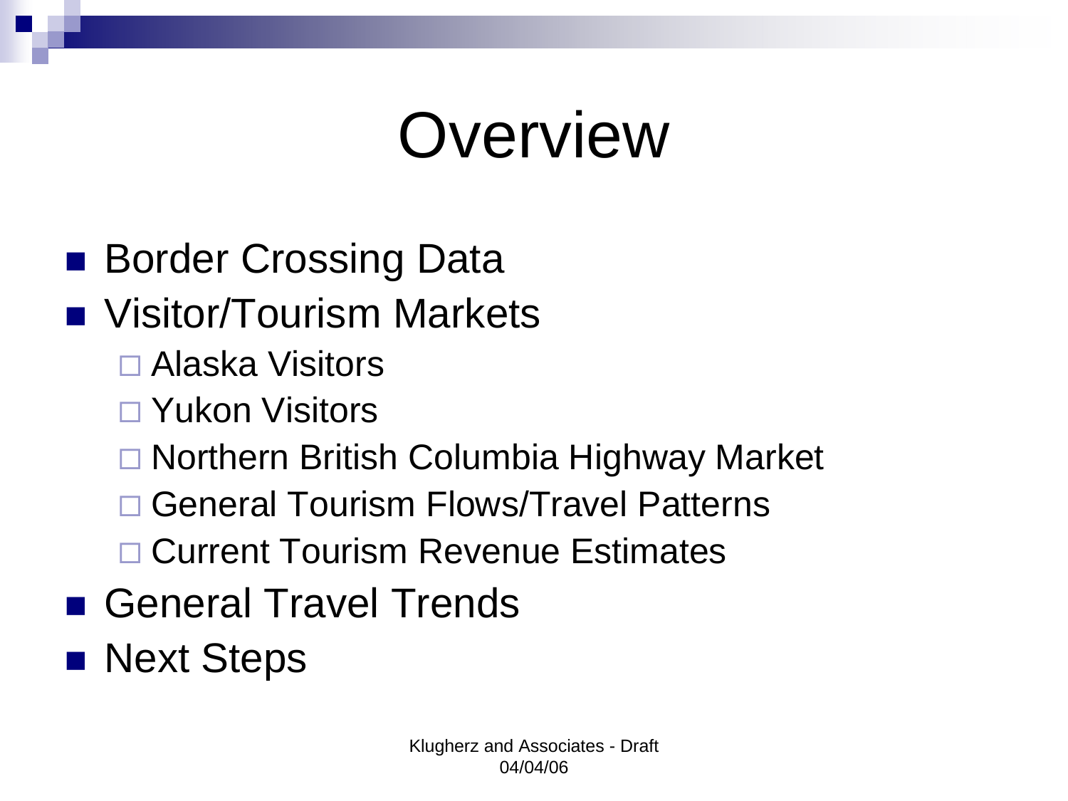# Overview

- Border Crossing Data
- Visitor/Tourism Markets
  - Alaska Visitors
  - Yukon Visitors
  - Northern British Columbia Highway Market
  - General Tourism Flows/Travel Patterns
  - Current Tourism Revenue Estimates
- General Travel Trends
- Next Steps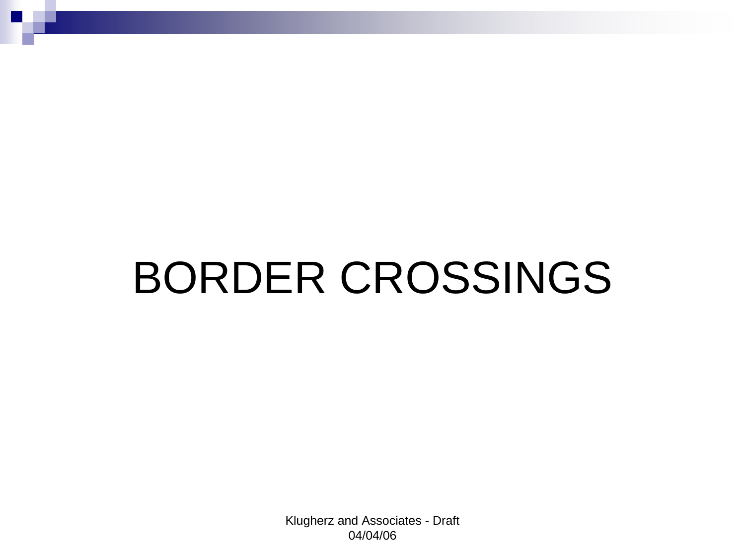# BORDER CROSSINGS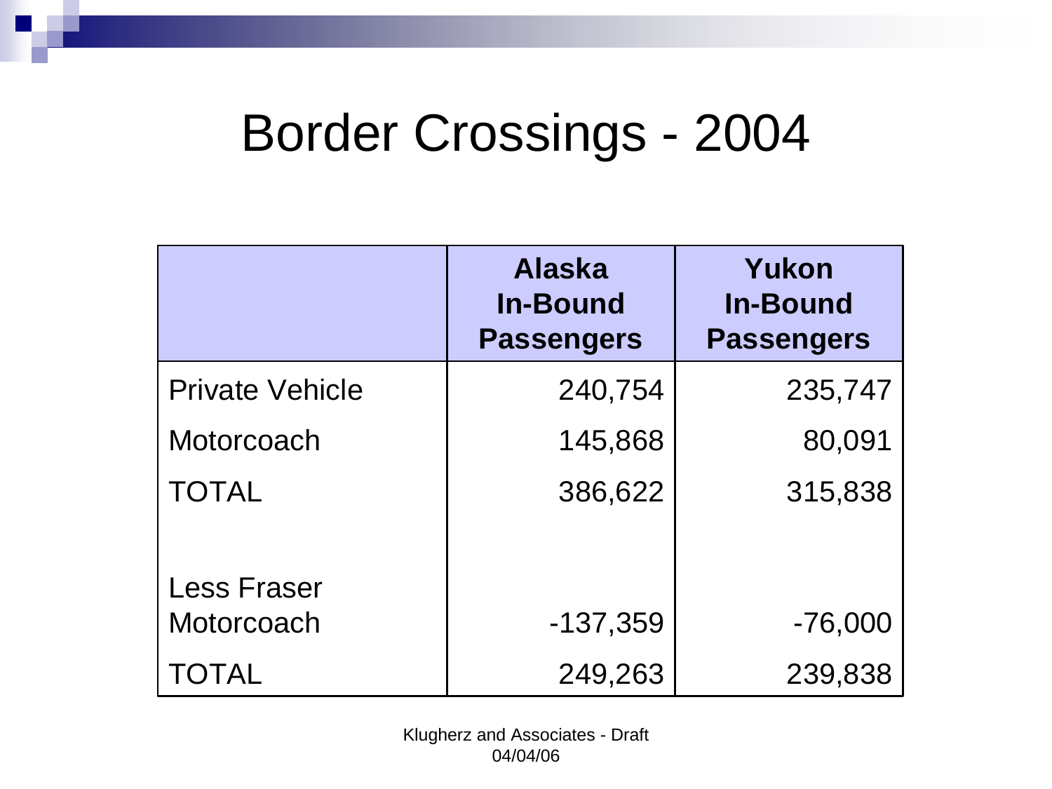# Border Crossings - 2004

| | Alaska In-Bound Passengers | Yukon In-Bound Passengers |
|---|---|---|
| Private Vehicle | 240,754 | 235,747 |
| Motorcoach | 145,868 | 80,091 |
| TOTAL | 386,622 | 315,838 |
| | | |
| Less Fraser Motorcoach | -137,359 | -76,000 |
| TOTAL | 249,263 | 239,838 |

Klugherz and Associates - Draft
04/04/06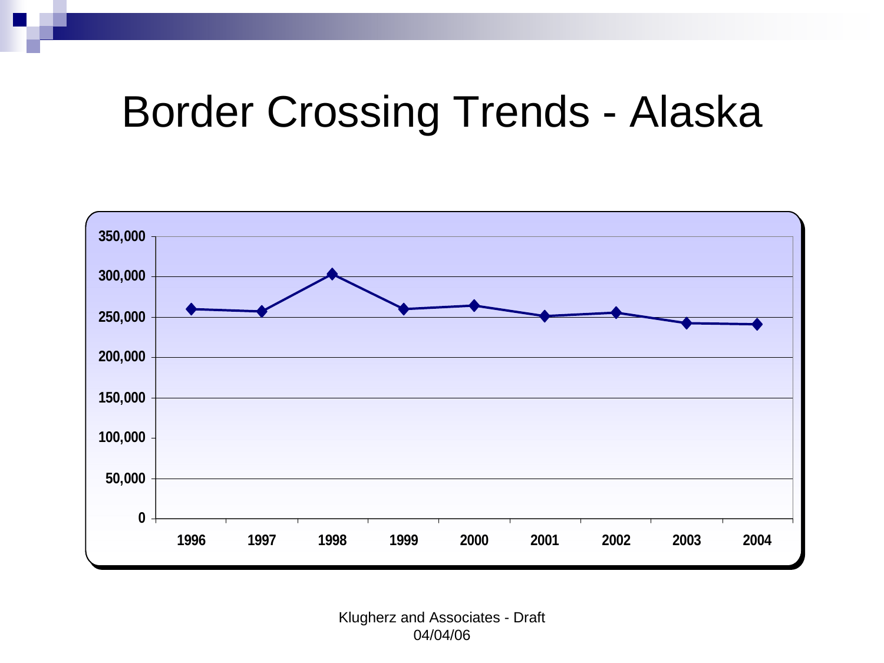# Border Crossing Trends - Alaska

| Year | Border Crossings |
|---|---|
| 1996 | ~260,000 |
| 1997 | ~257,000 |
| 1998 | ~303,000 |
| 1999 | ~260,000 |
| 2000 | ~264,000 |
| 2001 | ~251,000 |
| 2002 | ~255,000 |
| 2003 | ~242,000 |
| 2004 | ~241,000 |

Klugherz and Associates - Draft
04/04/06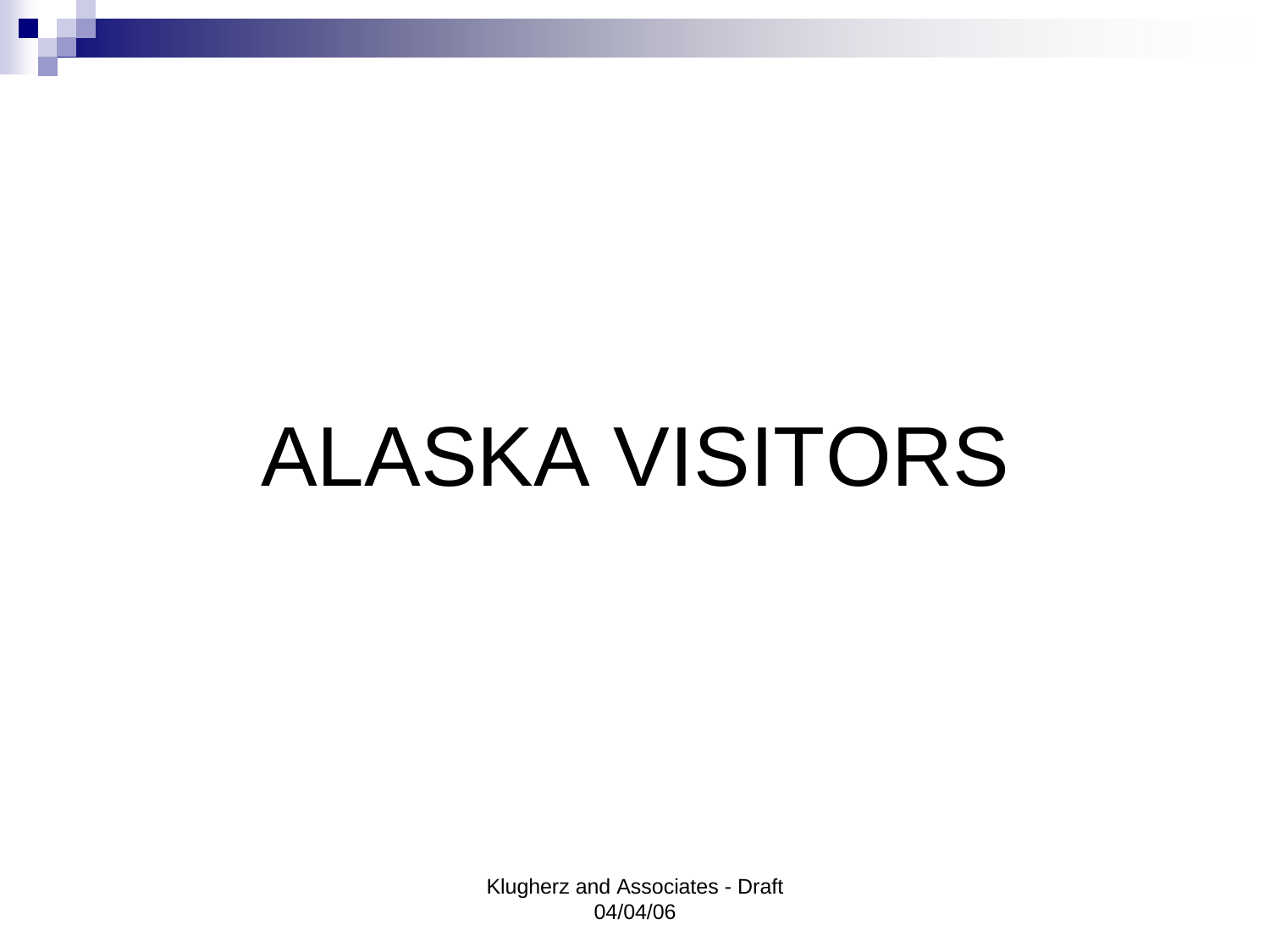# ALASKA VISITORS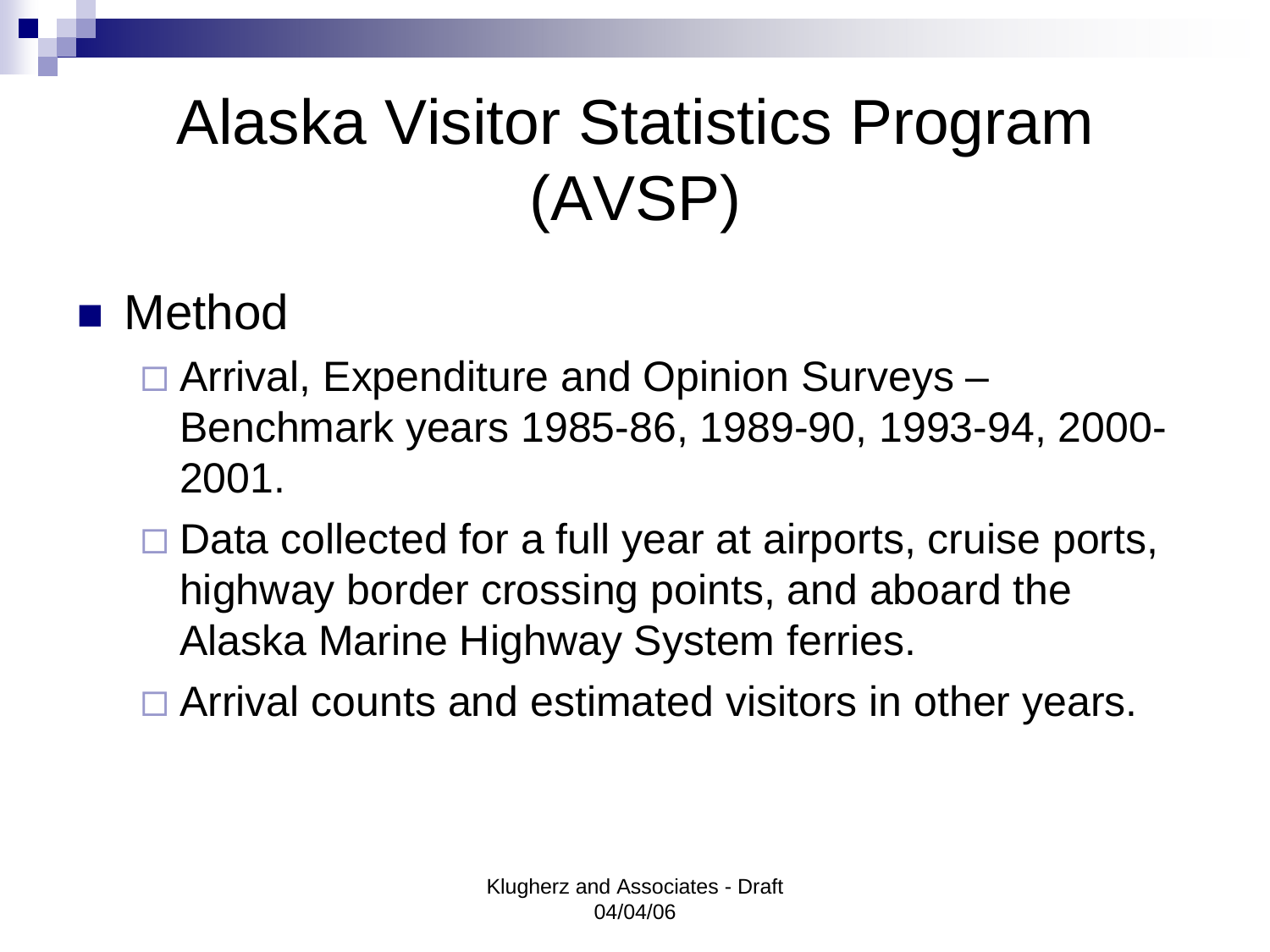# Alaska Visitor Statistics Program (AVSP)

- Method
  - Arrival, Expenditure and Opinion Surveys – Benchmark years 1985-86, 1989-90, 1993-94, 2000-2001.
  - Data collected for a full year at airports, cruise ports, highway border crossing points, and aboard the Alaska Marine Highway System ferries.
  - Arrival counts and estimated visitors in other years.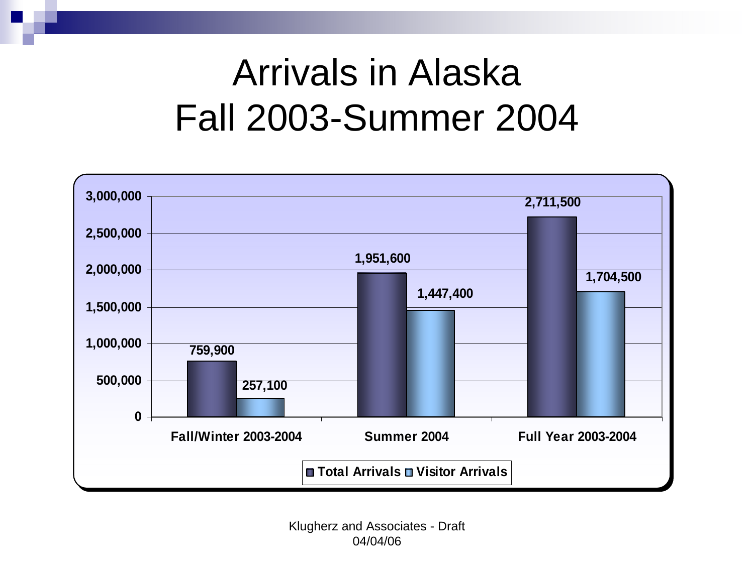# Arrivals in Alaska
# Fall 2003-Summer 2004

| | Total Arrivals | Visitor Arrivals |
|---|---|---|
| Fall/Winter 2003-2004 | 759,900 | 257,100 |
| Summer 2004 | 1,951,600 | 1,447,400 |
| Full Year 2003-2004 | 2,711,500 | 1,704,500 |

Klugherz and Associates - Draft 04/04/06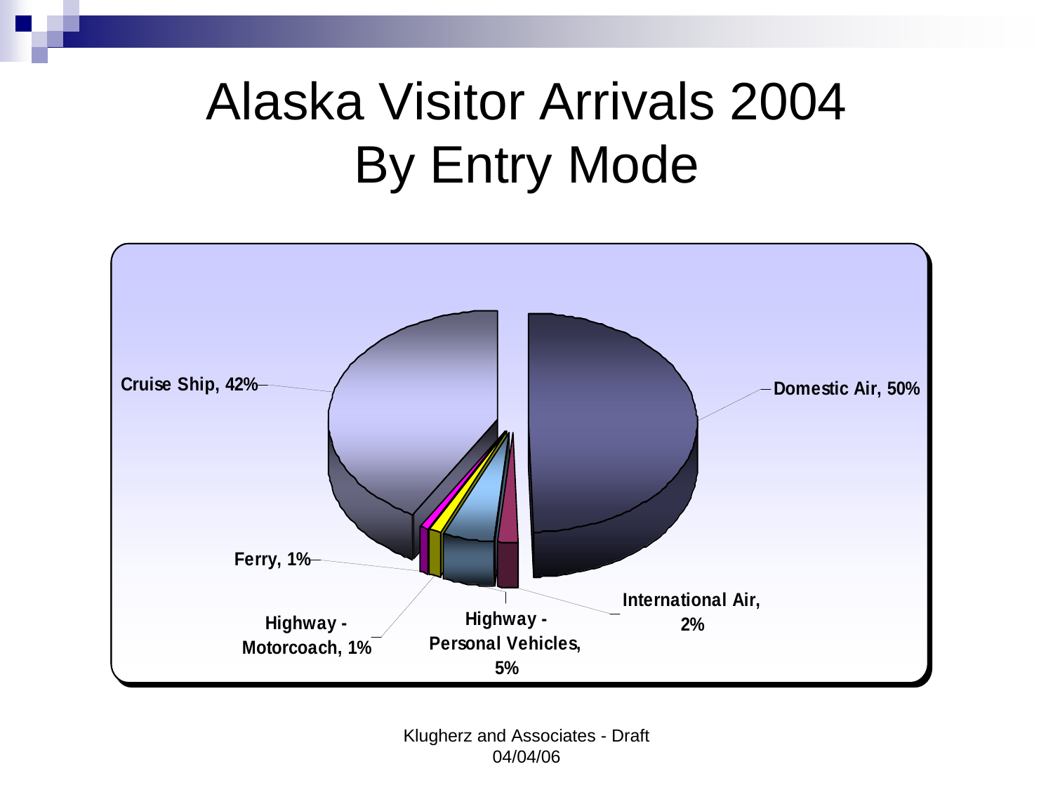# Alaska Visitor Arrivals 2004
# By Entry Mode

Cruise Ship, 42%

Domestic Air, 50%

Ferry, 1%

Highway - Motorcoach, 1%

Highway - Personal Vehicles, 5%

International Air, 2%

Klugherz and Associates - Draft
04/04/06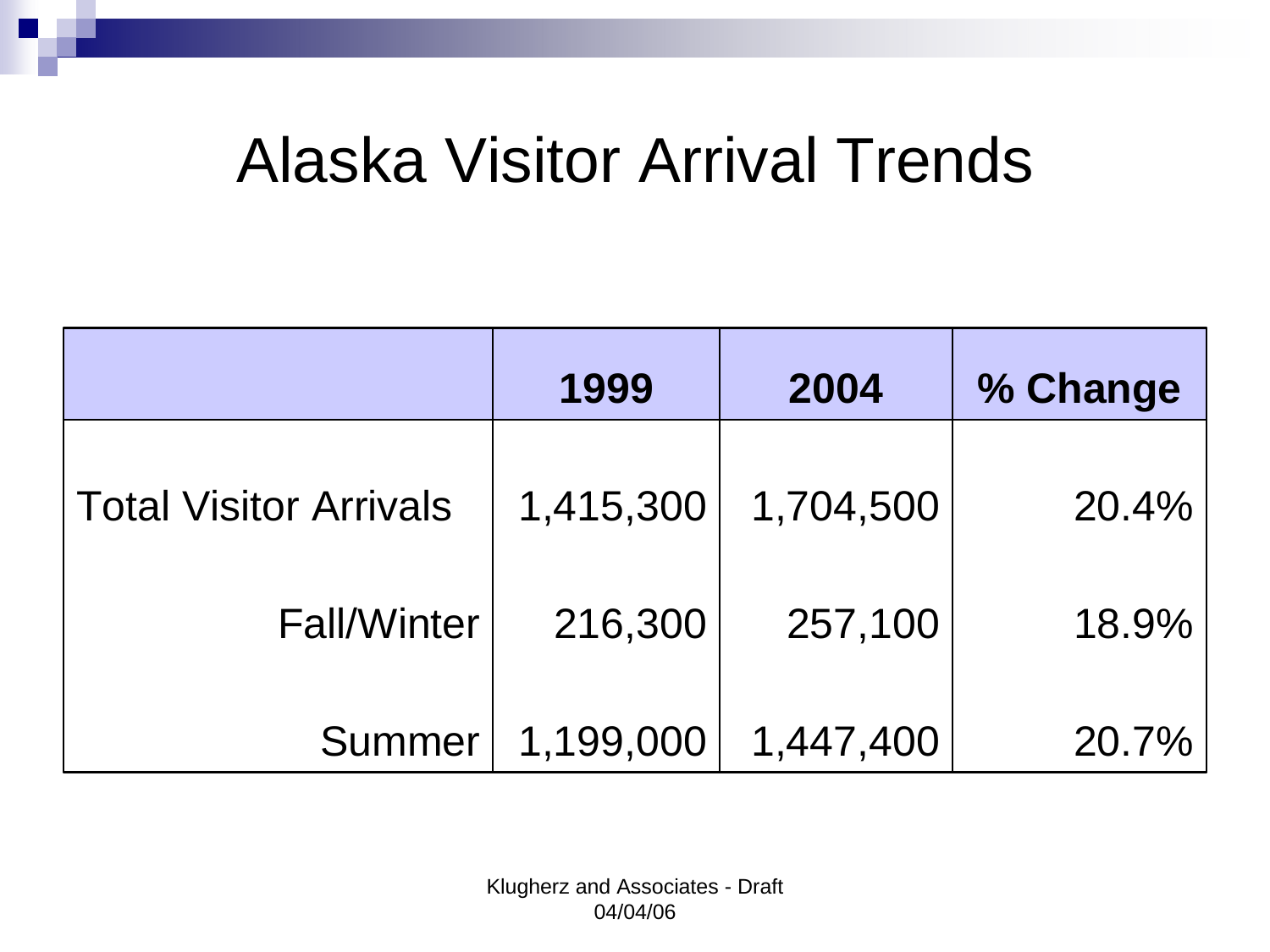# Alaska Visitor Arrival Trends

| | 1999 | 2004 | % Change |
|---|---|---|---|
| Total Visitor Arrivals | 1,415,300 | 1,704,500 | 20.4% |
| Fall/Winter | 216,300 | 257,100 | 18.9% |
| Summer | 1,199,000 | 1,447,400 | 20.7% |

Klugherz and Associates - Draft
04/04/06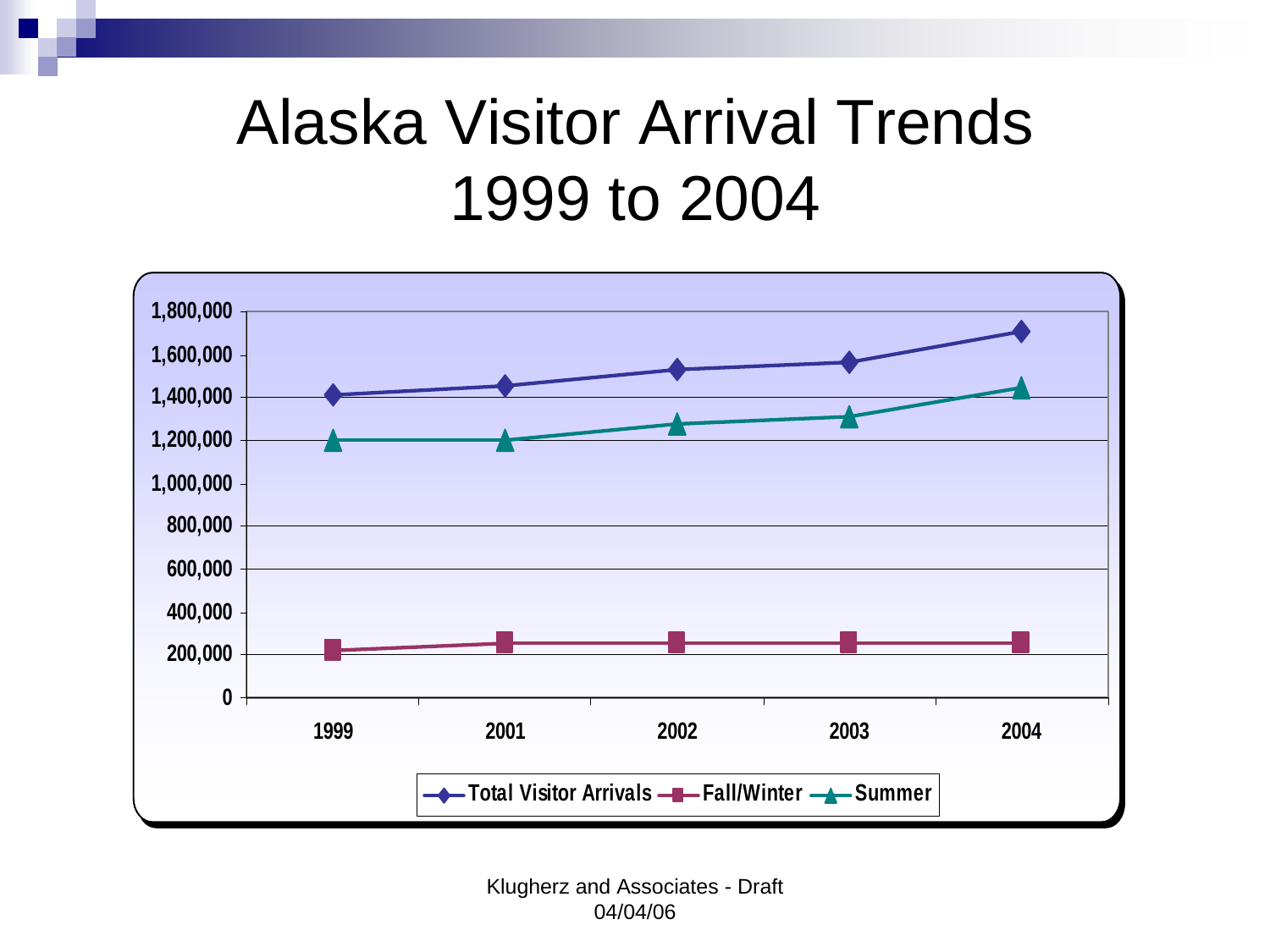# Alaska Visitor Arrival Trends 1999 to 2004

Klugherz and Associates - Draft 04/04/06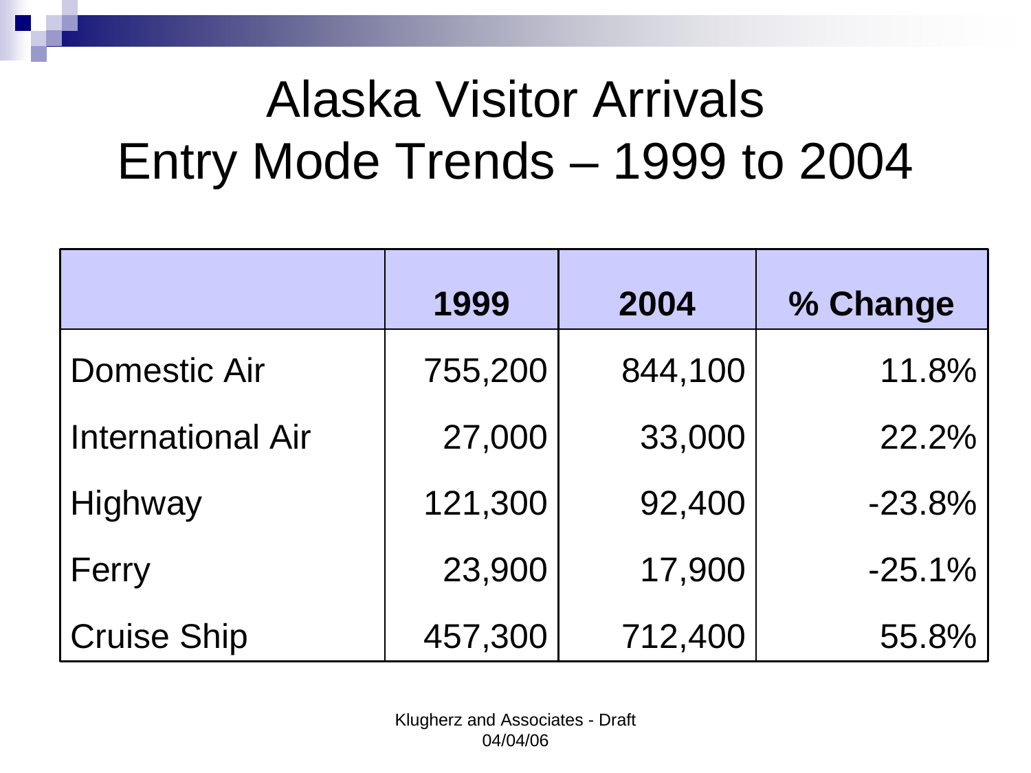# Alaska Visitor Arrivals
# Entry Mode Trends – 1999 to 2004

| | 1999 | 2004 | % Change |
|---|---|---|---|
| Domestic Air | 755,200 | 844,100 | 11.8% |
| International Air | 27,000 | 33,000 | 22.2% |
| Highway | 121,300 | 92,400 | -23.8% |
| Ferry | 23,900 | 17,900 | -25.1% |
| Cruise Ship | 457,300 | 712,400 | 55.8% |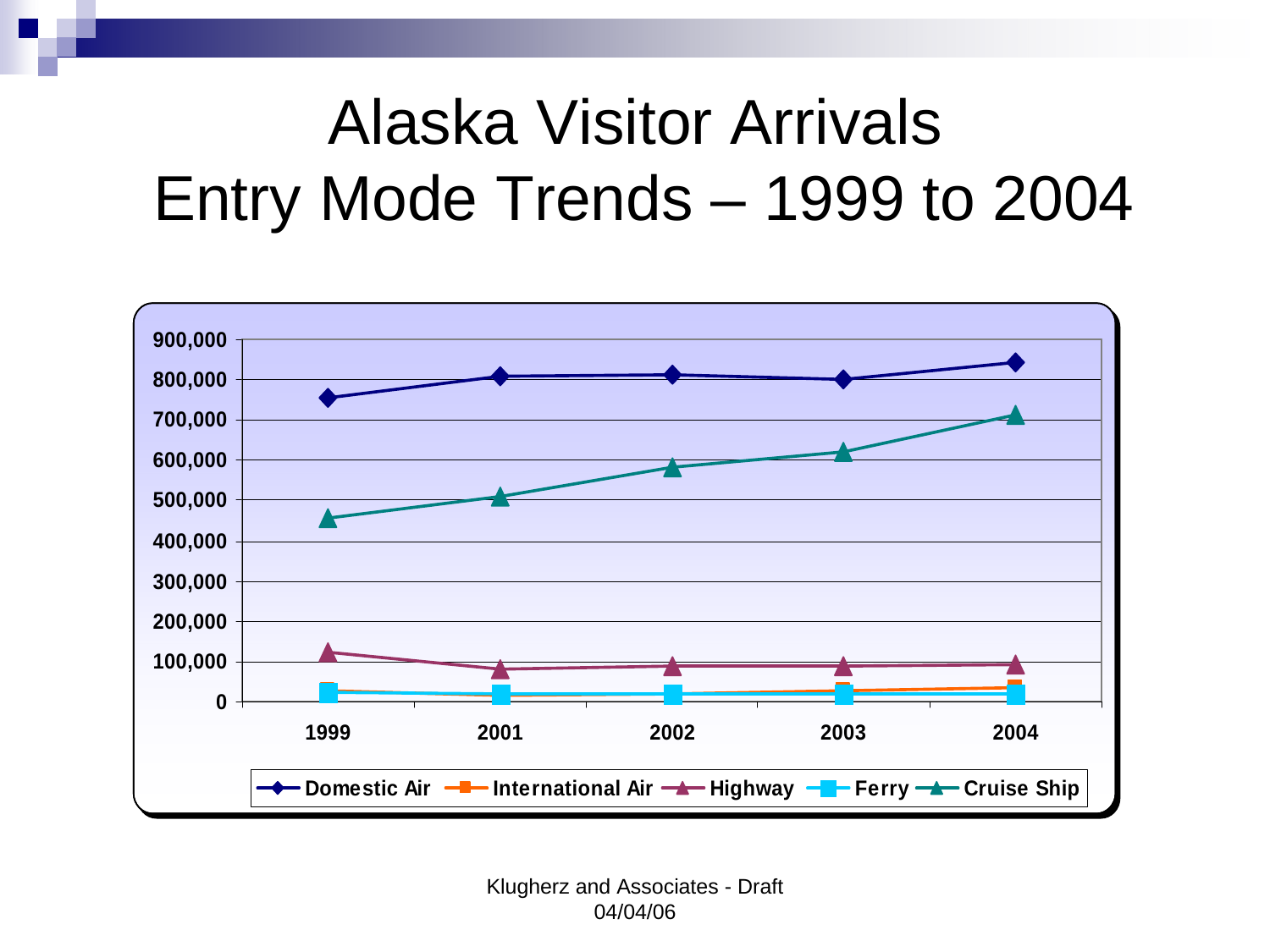# Alaska Visitor Arrivals
# Entry Mode Trends – 1999 to 2004

Klugherz and Associates - Draft
04/04/06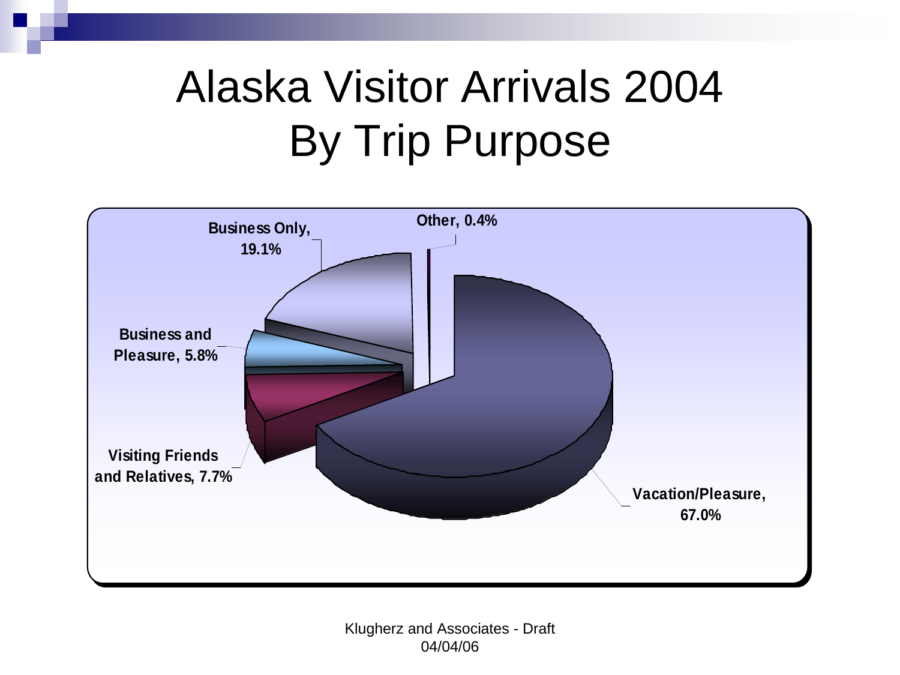# Alaska Visitor Arrivals 2004 By Trip Purpose

Business Only, 19.1%

Other, 0.4%

Business and Pleasure, 5.8%

Visiting Friends and Relatives, 7.7%

Vacation/Pleasure, 67.0%

Klugherz and Associates - Draft 04/04/06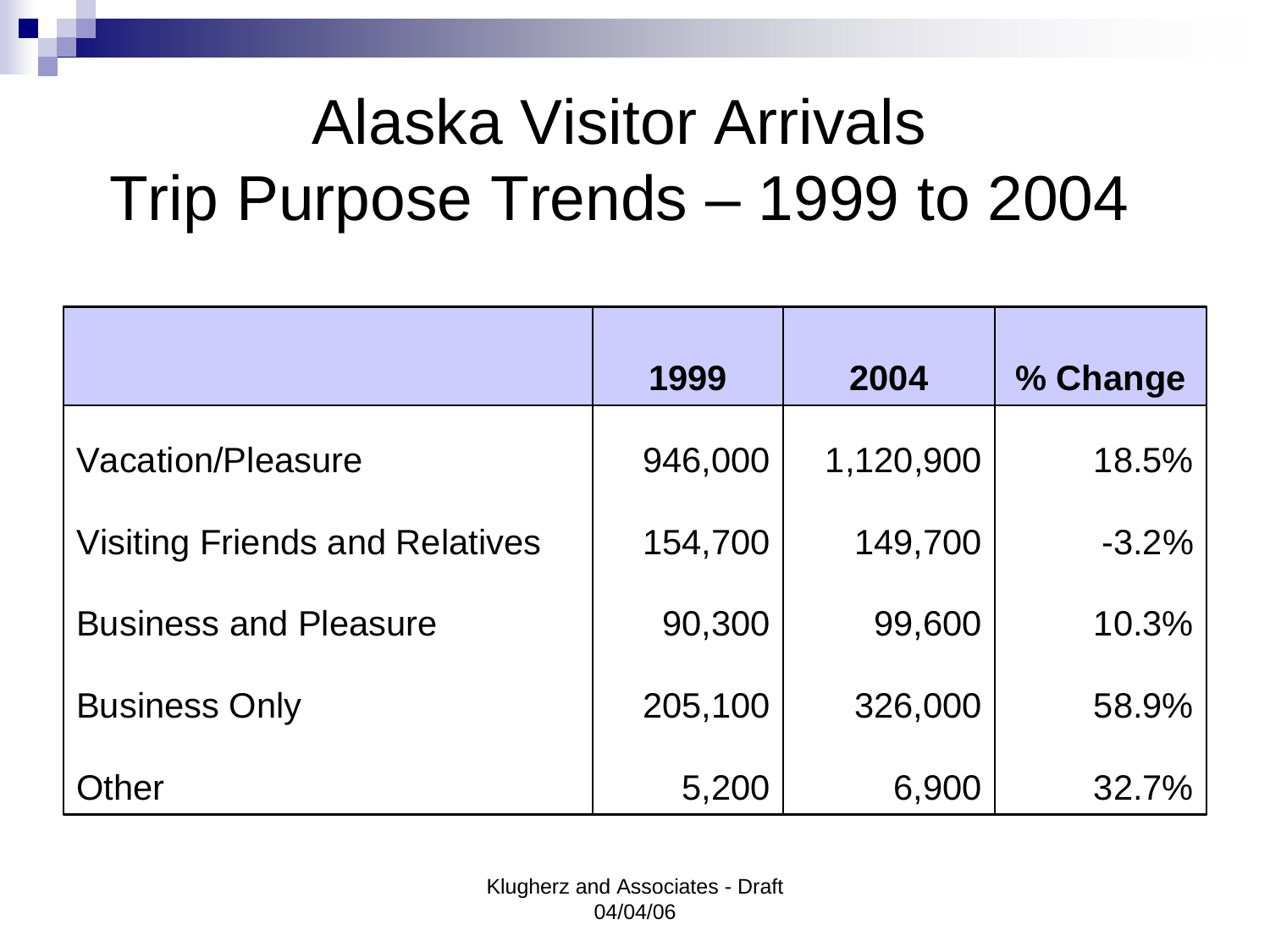# Alaska Visitor Arrivals Trip Purpose Trends – 1999 to 2004

| | 1999 | 2004 | % Change |
|---|---|---|---|
| Vacation/Pleasure | 946,000 | 1,120,900 | 18.5% |
| Visiting Friends and Relatives | 154,700 | 149,700 | -3.2% |
| Business and Pleasure | 90,300 | 99,600 | 10.3% |
| Business Only | 205,100 | 326,000 | 58.9% |
| Other | 5,200 | 6,900 | 32.7% |

Klugherz and Associates - Draft 04/04/06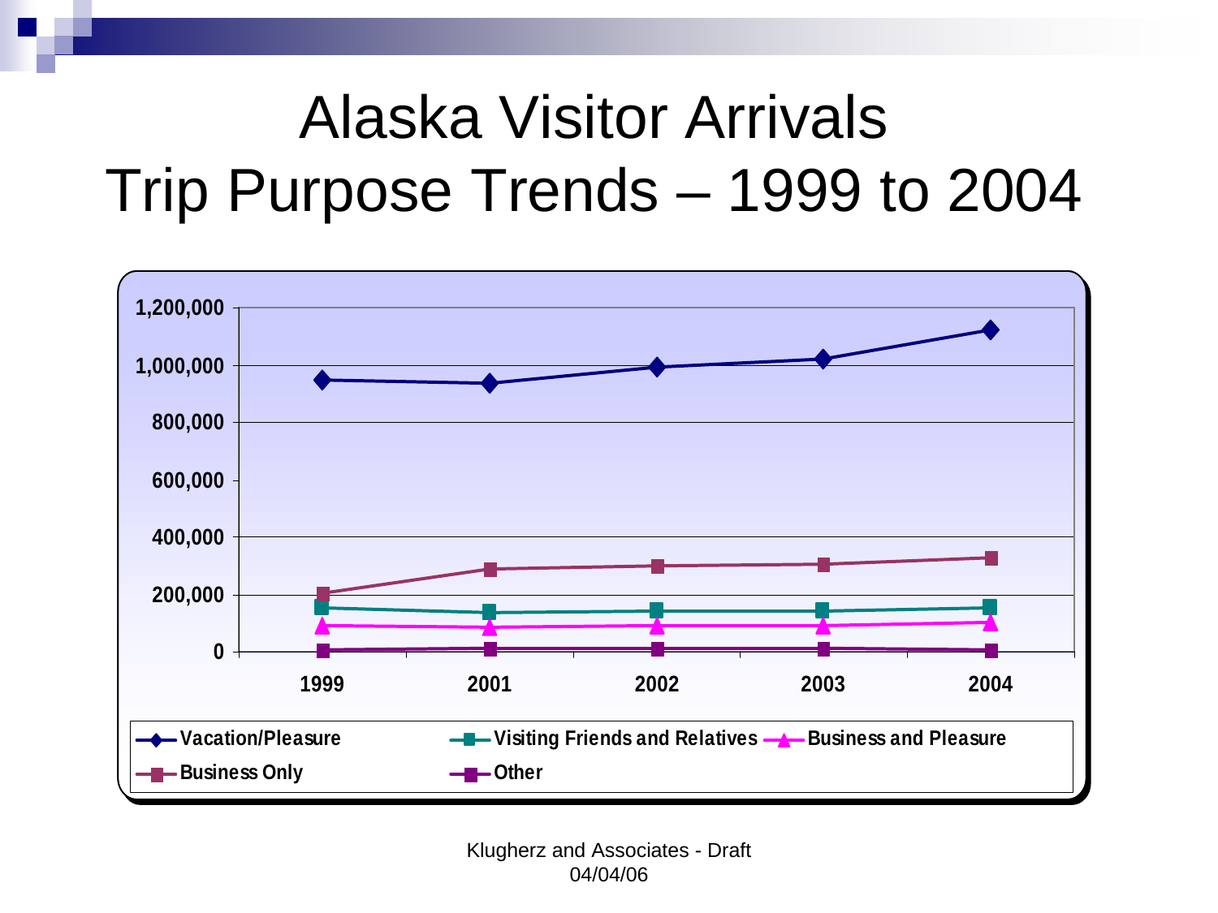# Alaska Visitor Arrivals
# Trip Purpose Trends – 1999 to 2004

Klugherz and Associates - Draft
04/04/06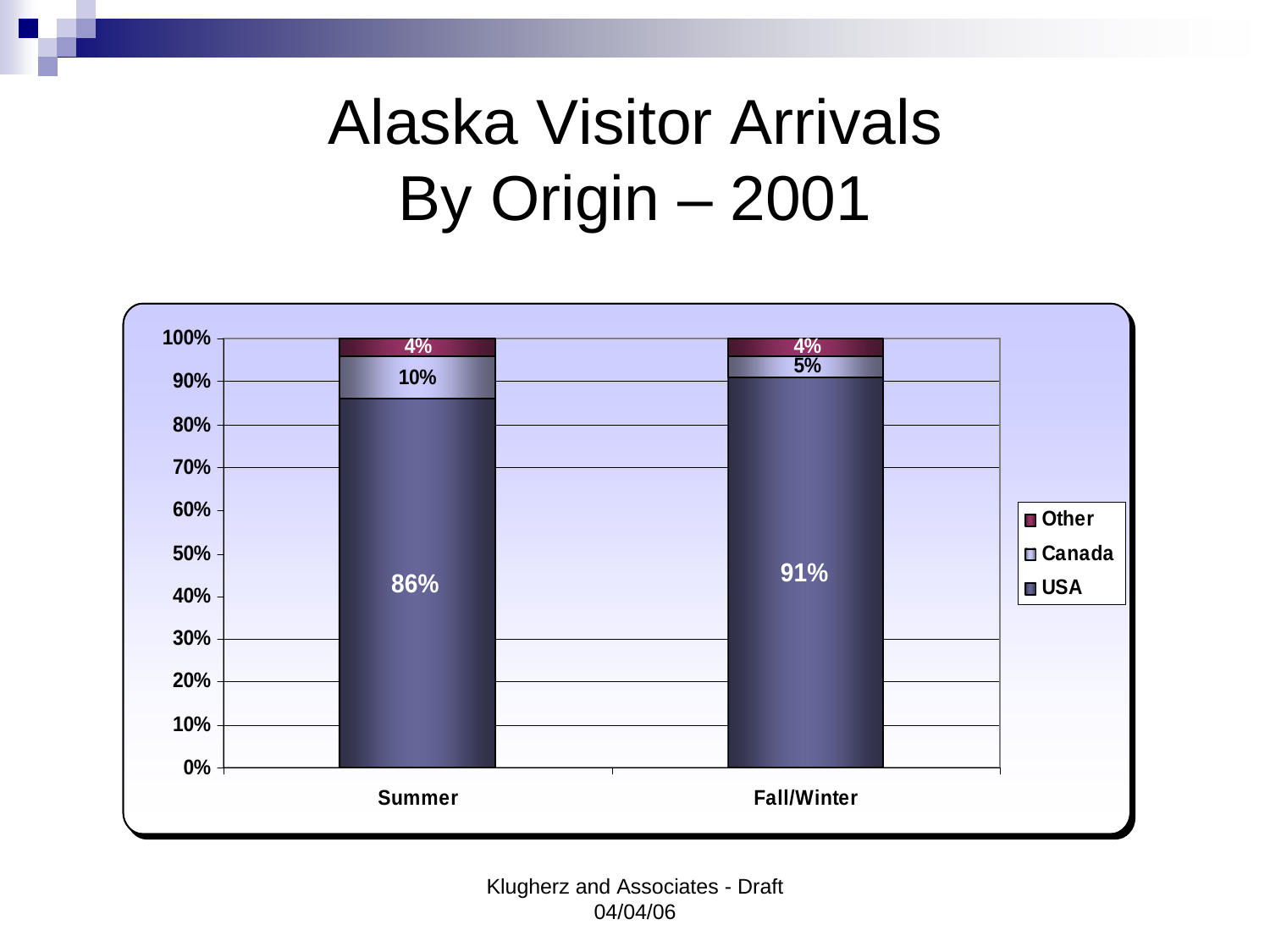# Alaska Visitor Arrivals By Origin – 2001

| | Summer | Fall/Winter |
| --- | --- | --- |
| Other | 4% | 4% |
| Canada | 10% | 5% |
| USA | 86% | 91% |

Klugherz and Associates - Draft
04/04/06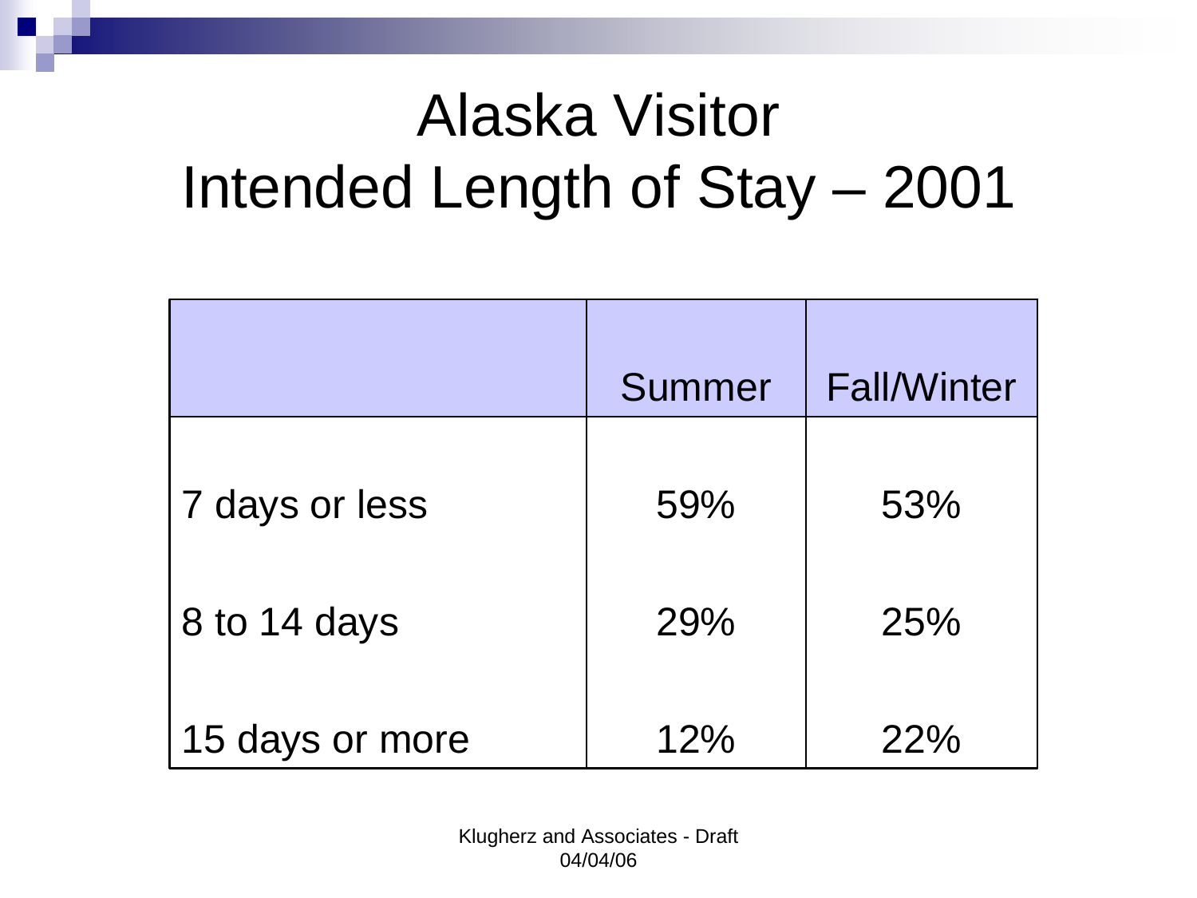# Alaska Visitor Intended Length of Stay – 2001

| | Summer | Fall/Winter |
|---|---|---|
| 7 days or less | 59% | 53% |
| 8 to 14 days | 29% | 25% |
| 15 days or more | 12% | 22% |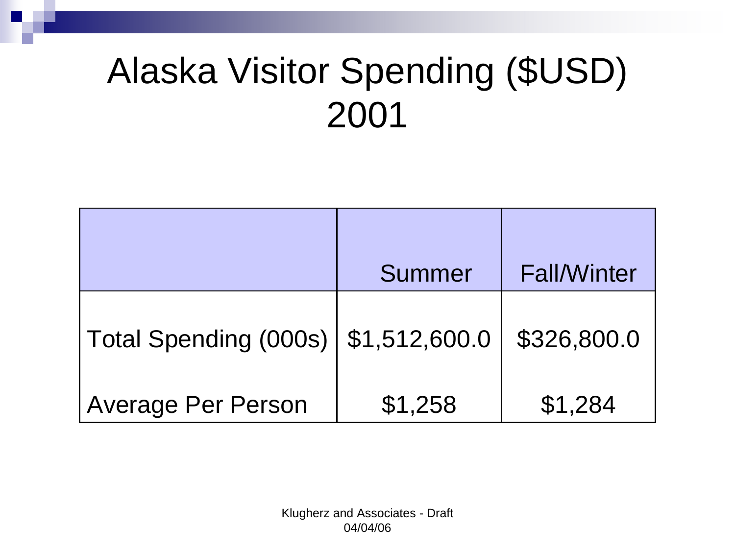# Alaska Visitor Spending ($USD) 2001

| | Summer | Fall/Winter |
|---|---|---|
| Total Spending (000s) | $1,512,600.0 | $326,800.0 |
| Average Per Person | $1,258 | $1,284 |

Klugherz and Associates - Draft 04/04/06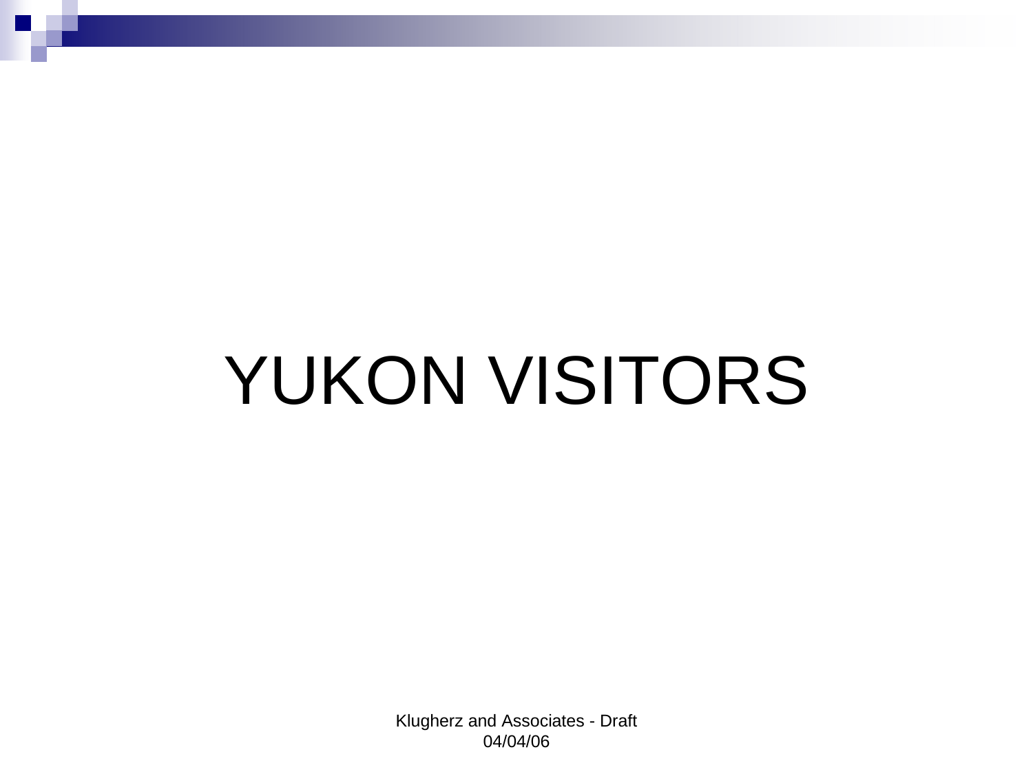# YUKON VISITORS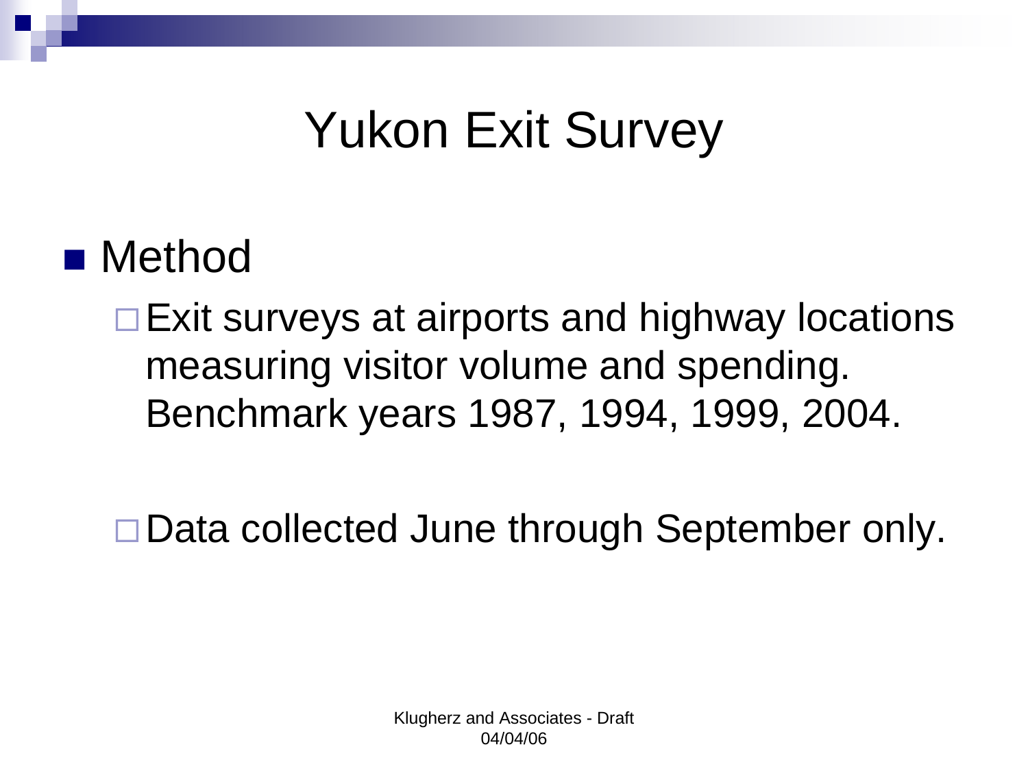# Yukon Exit Survey

- Method
  - Exit surveys at airports and highway locations measuring visitor volume and spending. Benchmark years 1987, 1994, 1999, 2004.
  - Data collected June through September only.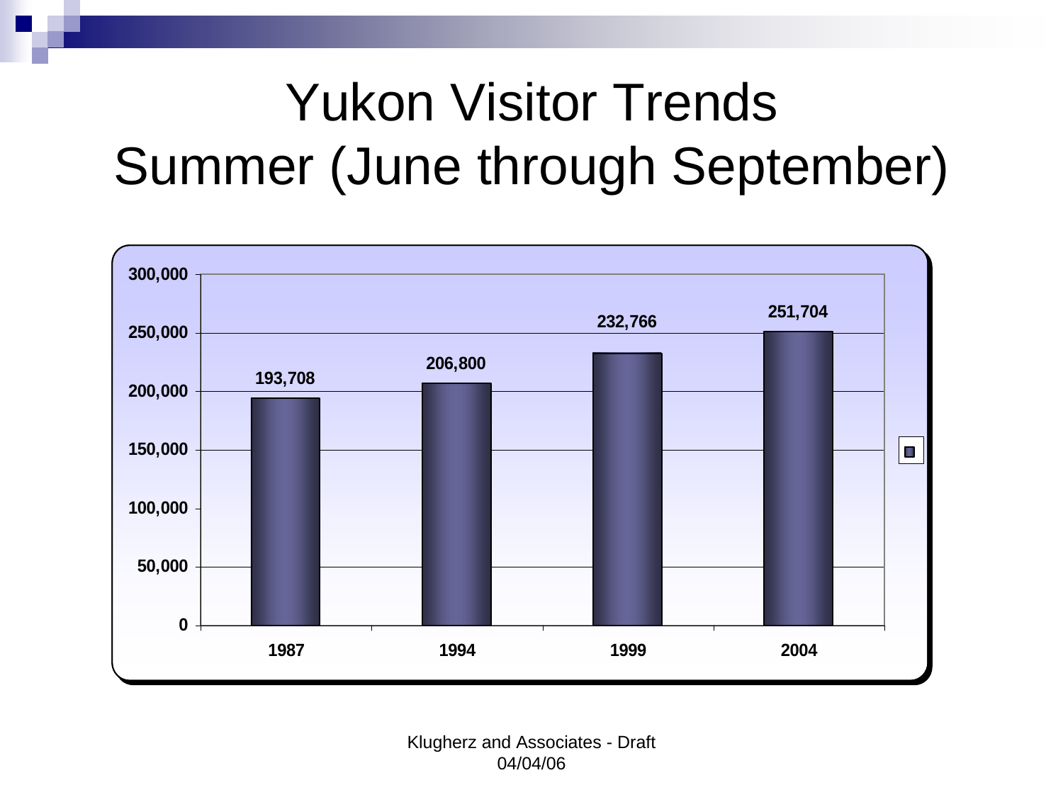# Yukon Visitor Trends
## Summer (June through September)

| Year | Visitors |
|---|---|
| 1987 | 193,708 |
| 1994 | 206,800 |
| 1999 | 232,766 |
| 2004 | 251,704 |

Klugherz and Associates - Draft
04/04/06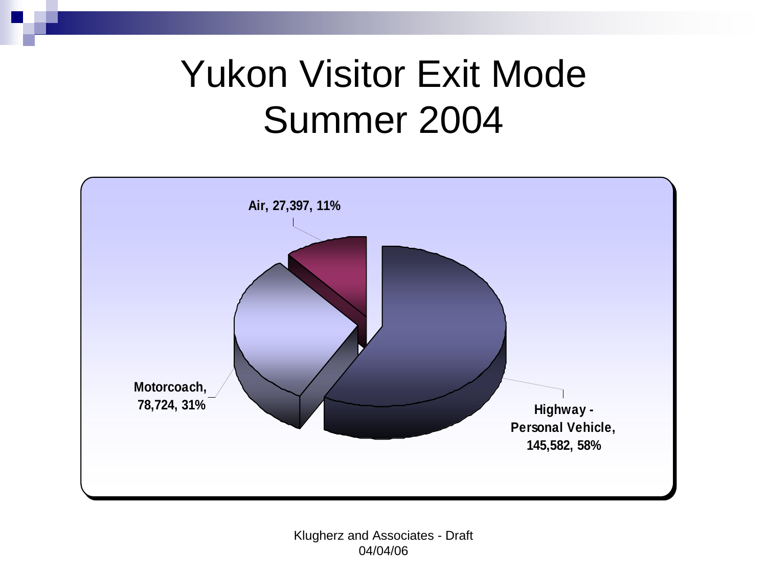# Yukon Visitor Exit Mode
# Summer 2004

Air, 27,397, 11%

Motorcoach, 78,724, 31%

Highway - Personal Vehicle, 145,582, 58%

Klugherz and Associates - Draft
04/04/06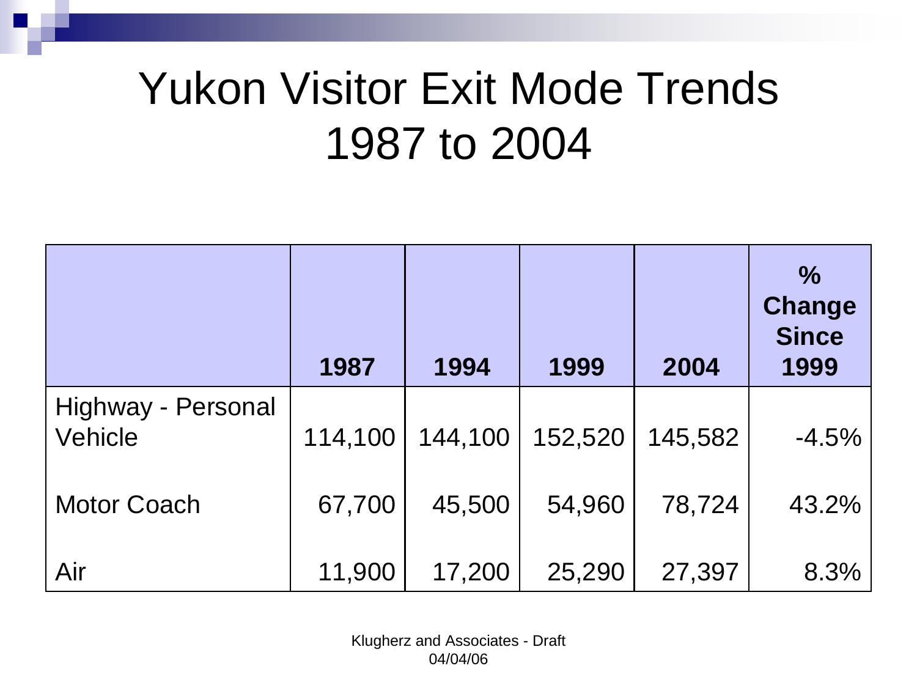# Yukon Visitor Exit Mode Trends 1987 to 2004

| | 1987 | 1994 | 1999 | 2004 | % Change Since 1999 |
|---|---|---|---|---|---|
| Highway - Personal Vehicle | 114,100 | 144,100 | 152,520 | 145,582 | -4.5% |
| Motor Coach | 67,700 | 45,500 | 54,960 | 78,724 | 43.2% |
| Air | 11,900 | 17,200 | 25,290 | 27,397 | 8.3% |

Klugherz and Associates - Draft 04/04/06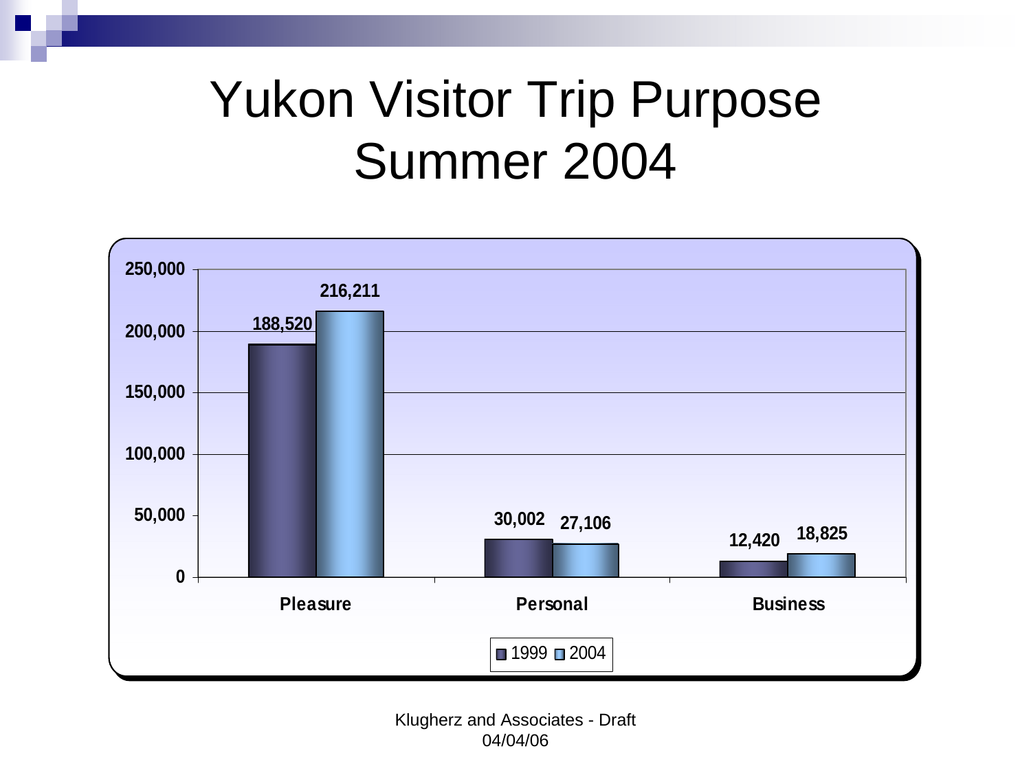# Yukon Visitor Trip Purpose Summer 2004

| | 1999 | 2004 |
|---|---|---|
| Pleasure | 188,520 | 216,211 |
| Personal | 30,002 | 27,106 |
| Business | 12,420 | 18,825 |

Klugherz and Associates - Draft 04/04/06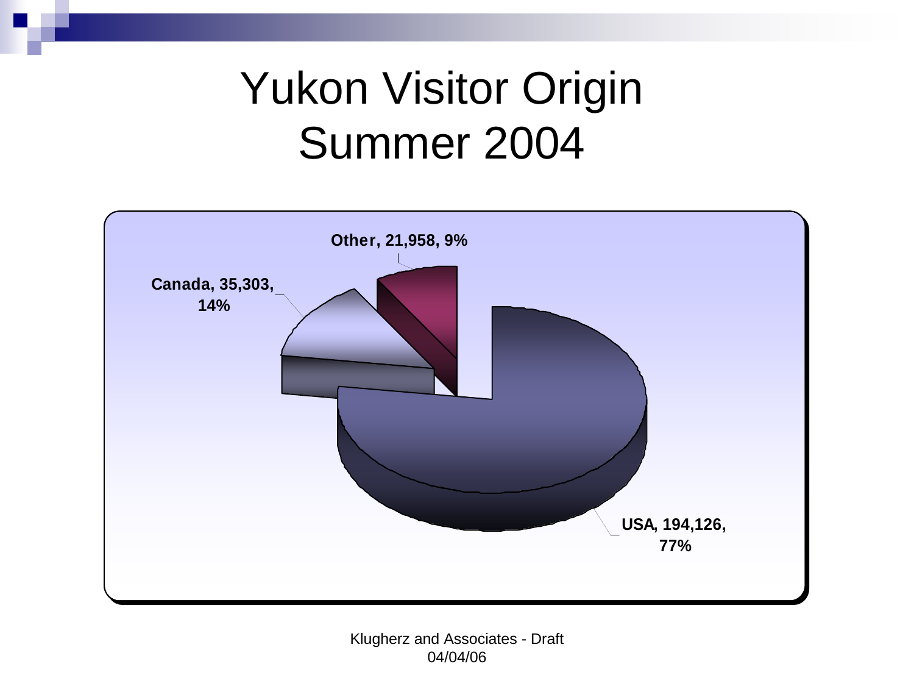# Yukon Visitor Origin
# Summer 2004

Other, 21,958, 9%

Canada, 35,303, 14%

USA, 194,126, 77%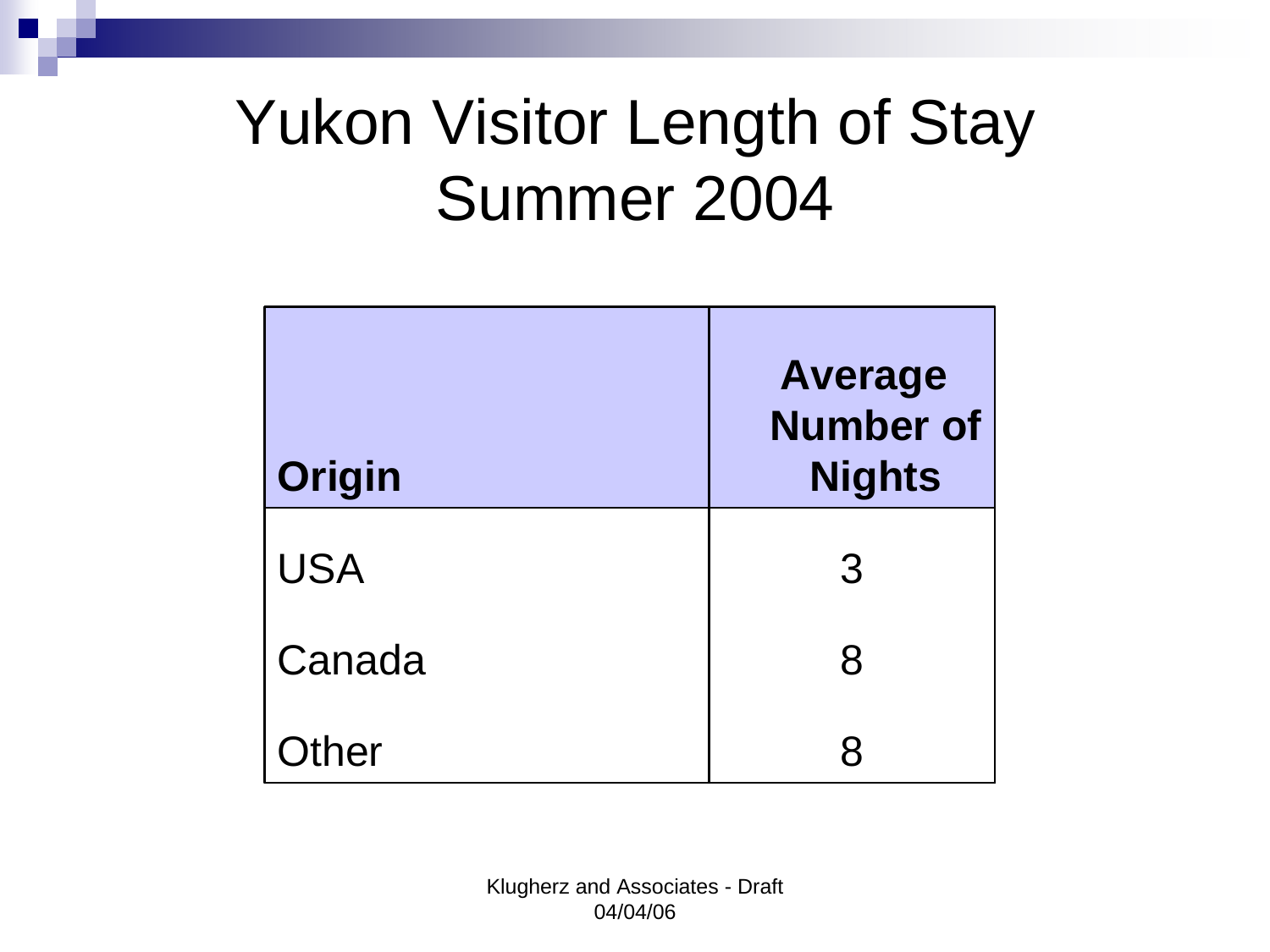# Yukon Visitor Length of Stay Summer 2004

| Origin | Average Number of Nights |
| --- | --- |
| USA | 3 |
| Canada | 8 |
| Other | 8 |

Klugherz and Associates - Draft 04/04/06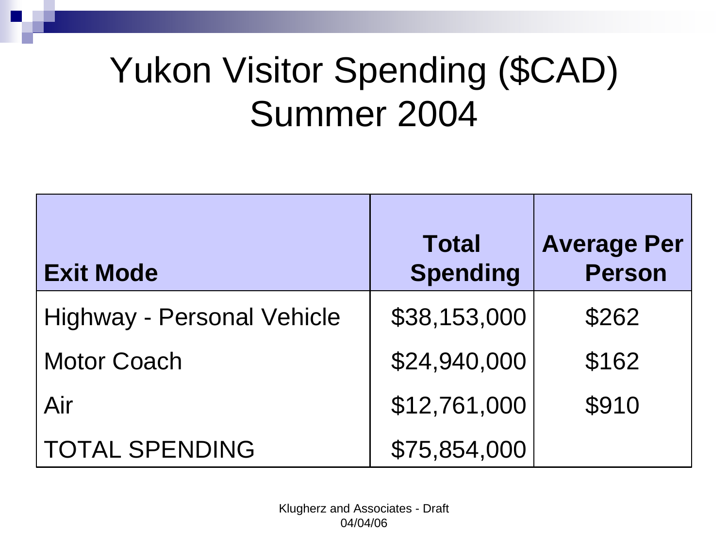# Yukon Visitor Spending ($CAD) Summer 2004

| Exit Mode | Total Spending | Average Per Person |
|---|---|---|
| Highway - Personal Vehicle | $38,153,000 | $262 |
| Motor Coach | $24,940,000 | $162 |
| Air | $12,761,000 | $910 |
| TOTAL SPENDING | $75,854,000 | |

Klugherz and Associates - Draft
04/04/06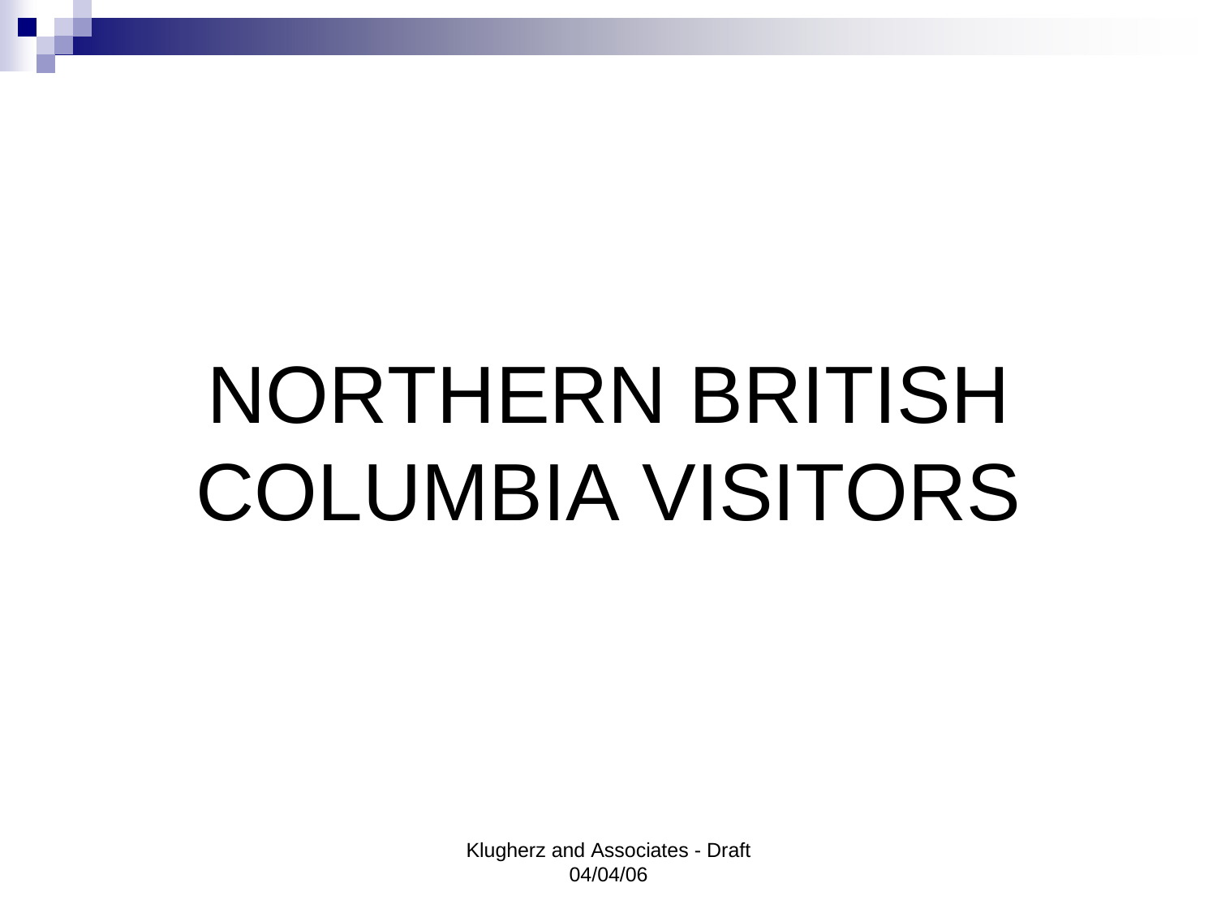# NORTHERN BRITISH COLUMBIA VISITORS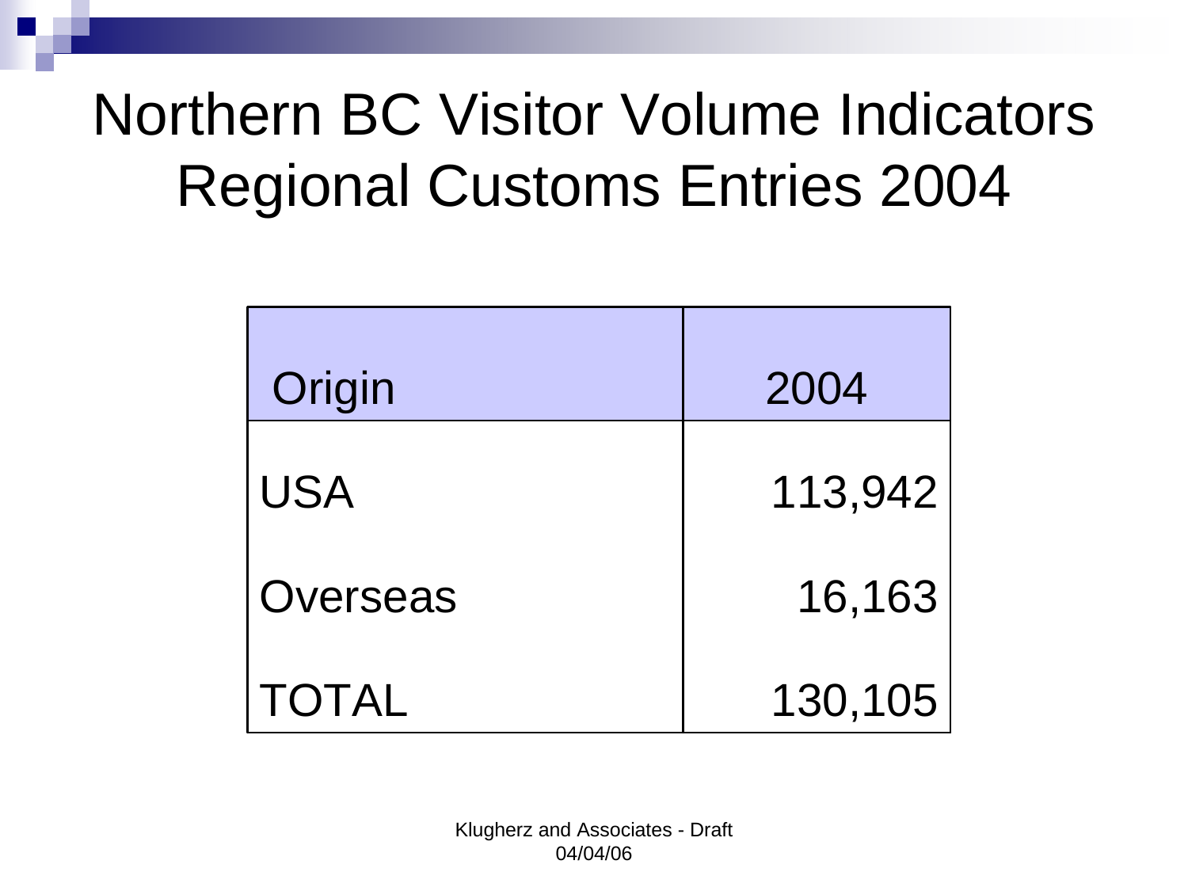# Northern BC Visitor Volume Indicators Regional Customs Entries 2004

| Origin | 2004 |
|---|---|
| USA | 113,942 |
| Overseas | 16,163 |
| TOTAL | 130,105 |

Klugherz and Associates - Draft 04/04/06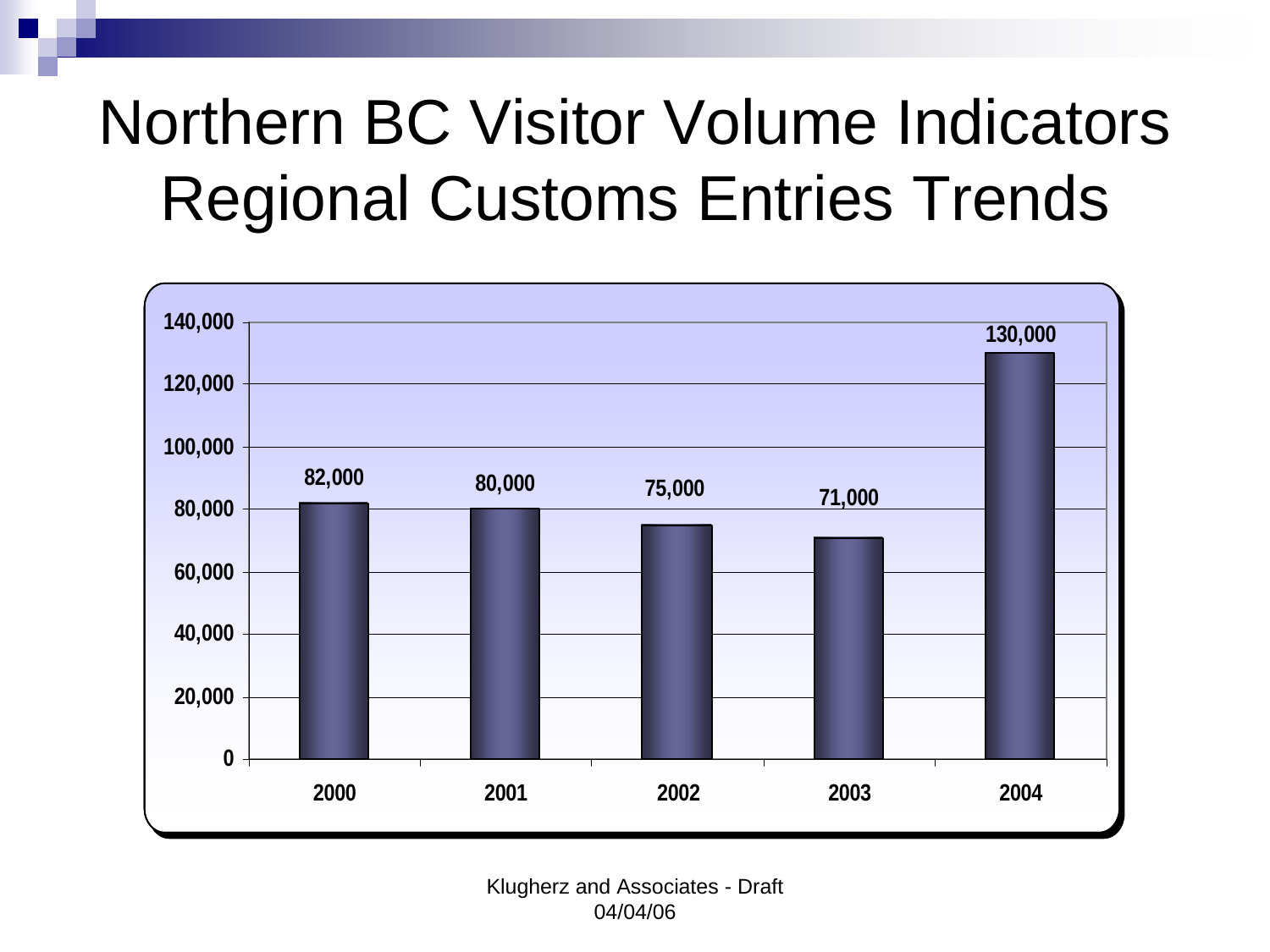# Northern BC Visitor Volume Indicators Regional Customs Entries Trends

| Year | Customs Entries |
|---|---|
| 2000 | 82,000 |
| 2001 | 80,000 |
| 2002 | 75,000 |
| 2003 | 71,000 |
| 2004 | 130,000 |

Klugherz and Associates - Draft 04/04/06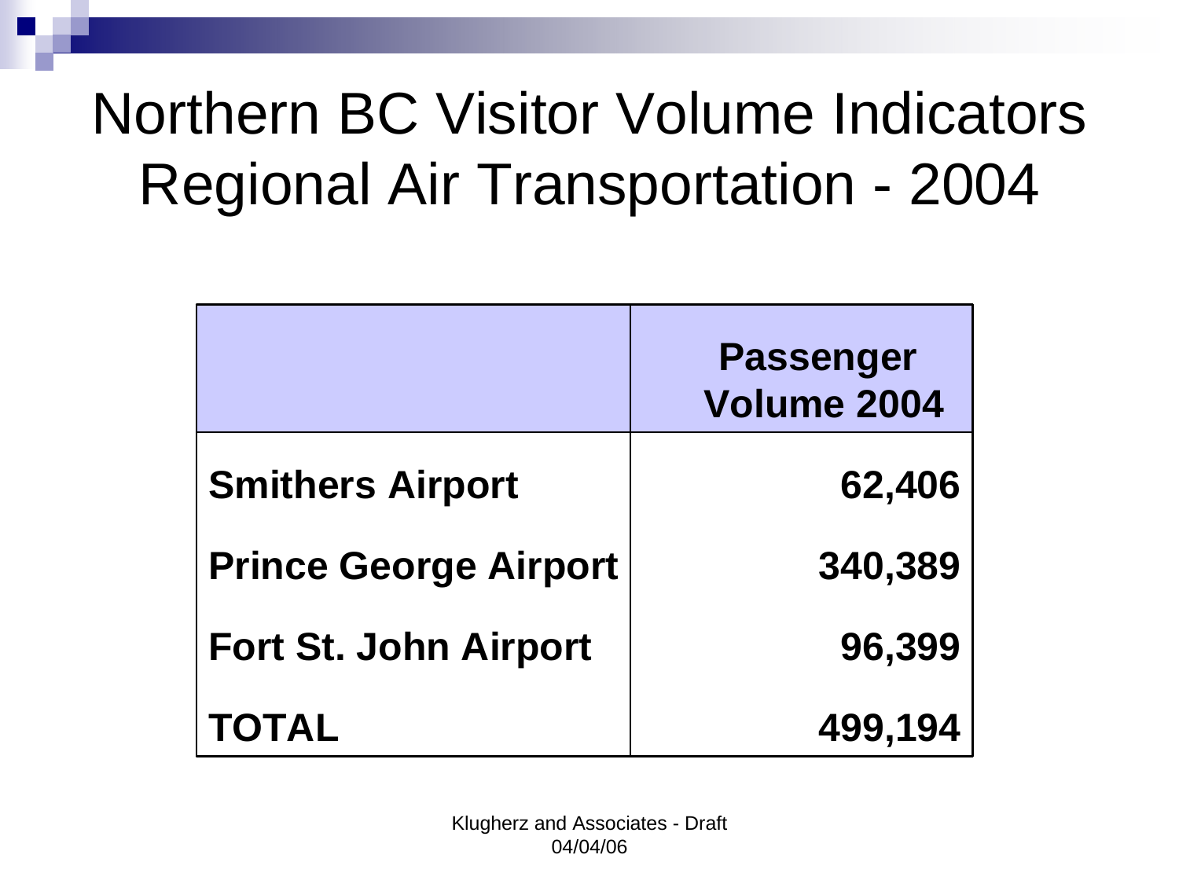# Northern BC Visitor Volume Indicators Regional Air Transportation - 2004

| | Passenger Volume 2004 |
|---|---|
| **Smithers Airport** | **62,406** |
| **Prince George Airport** | **340,389** |
| **Fort St. John Airport** | **96,399** |
| **TOTAL** | **499,194** |

Klugherz and Associates - Draft
04/04/06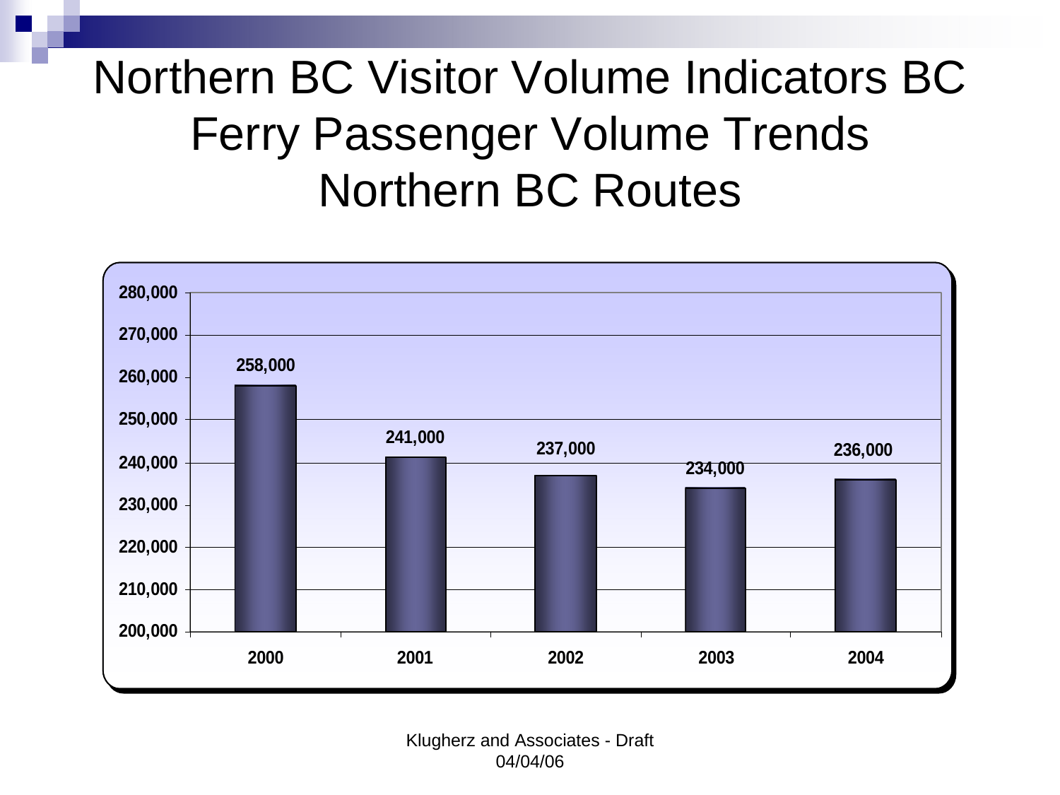# Northern BC Visitor Volume Indicators BC Ferry Passenger Volume Trends Northern BC Routes

| Year | Passengers |
|---|---|
| 2000 | 258,000 |
| 2001 | 241,000 |
| 2002 | 237,000 |
| 2003 | 234,000 |
| 2004 | 236,000 |

Klugherz and Associates - Draft
04/04/06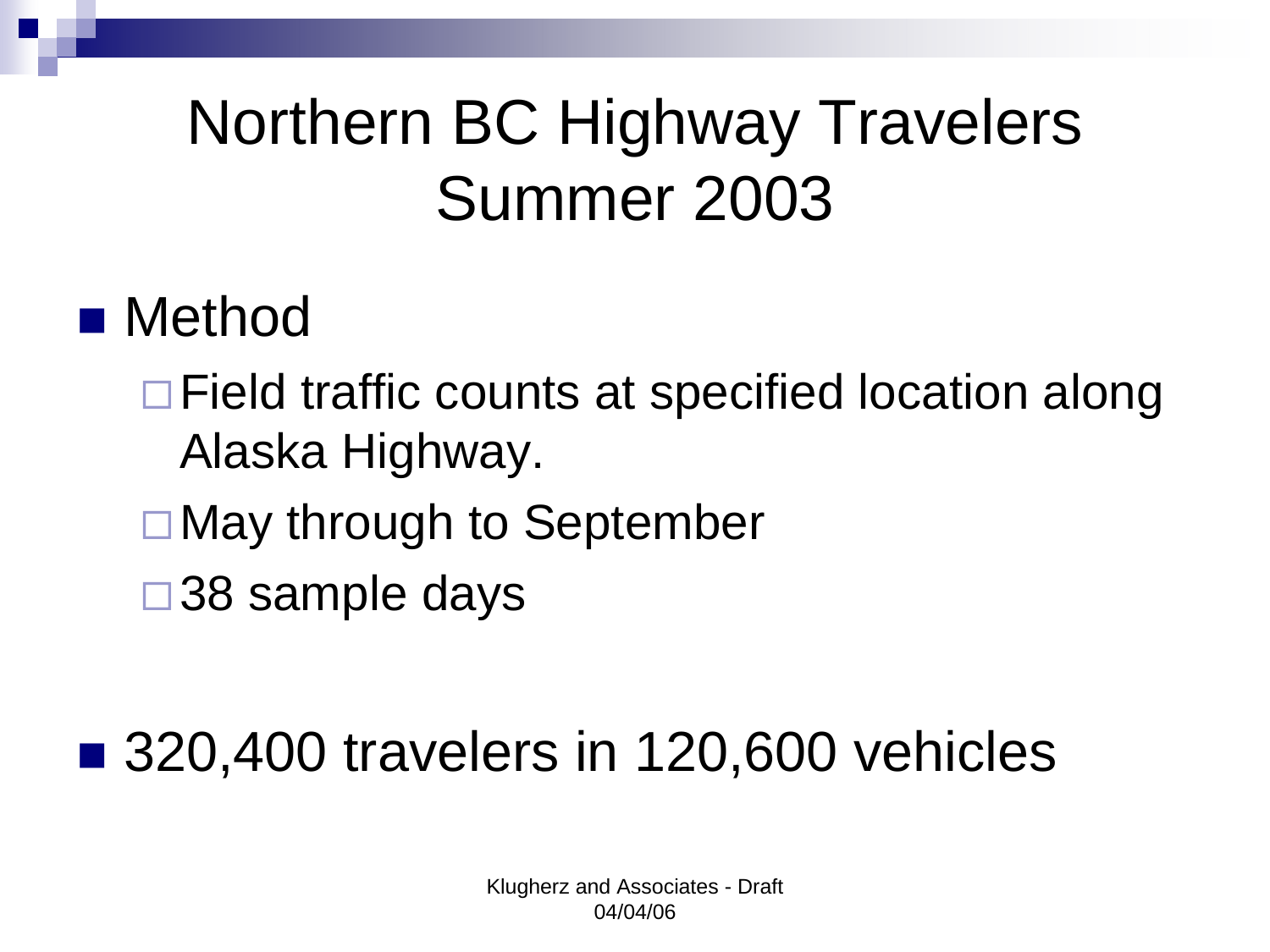# Northern BC Highway Travelers Summer 2003

- Method
  - Field traffic counts at specified location along Alaska Highway.
  - May through to September
  - 38 sample days
- 320,400 travelers in 120,600 vehicles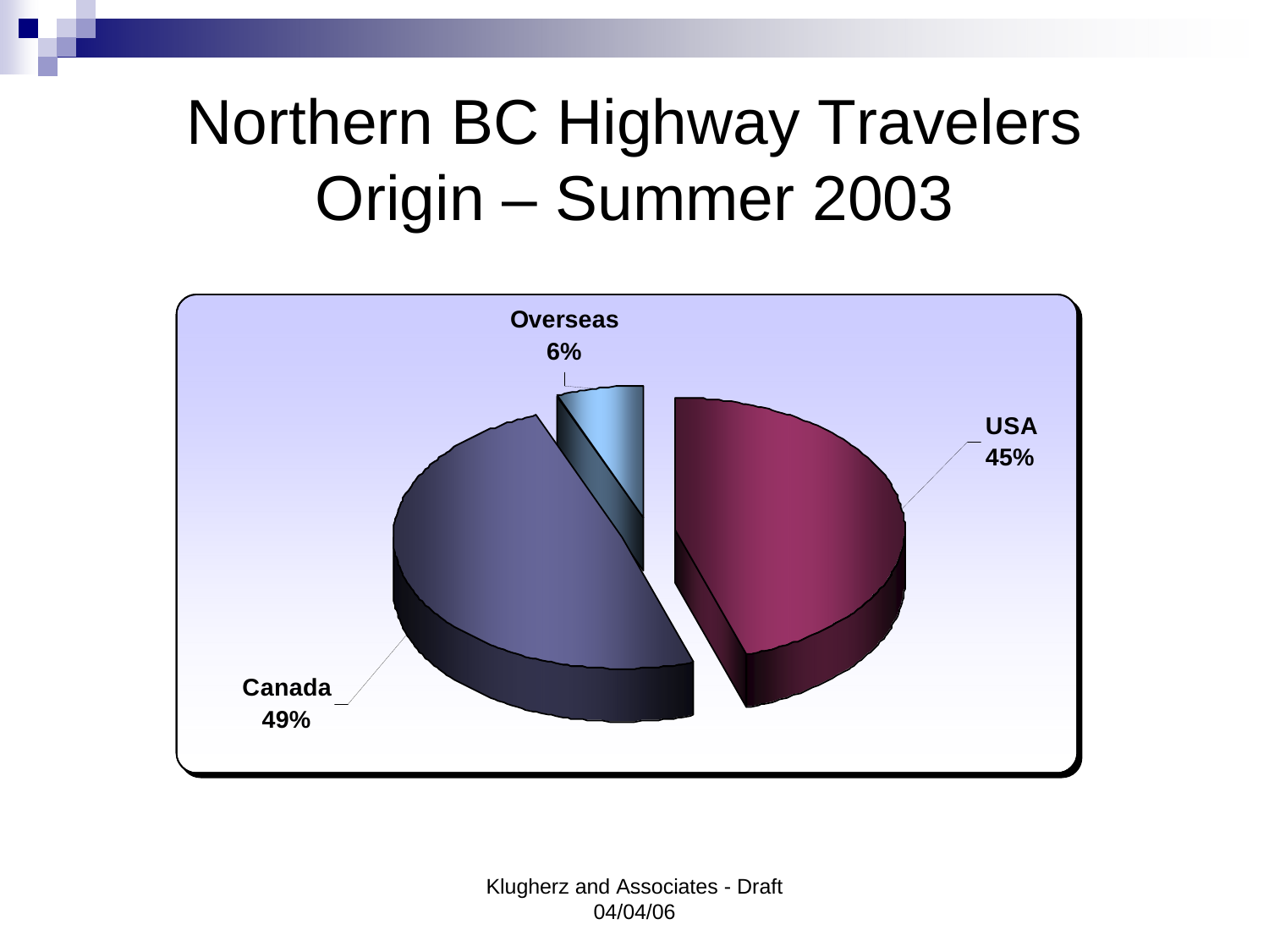# Northern BC Highway Travelers Origin – Summer 2003

Overseas 6%

USA 45%

Canada 49%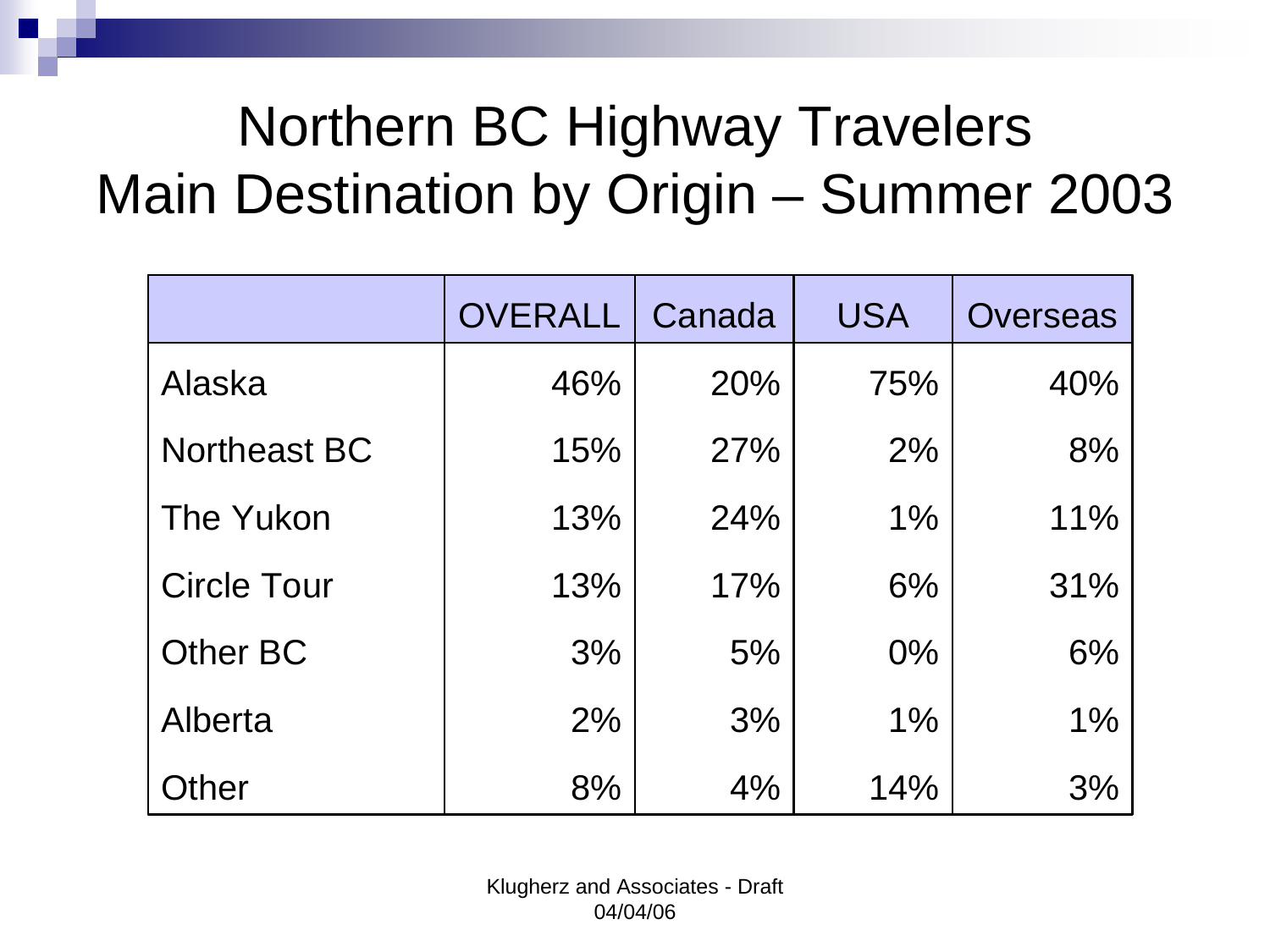# Northern BC Highway Travelers Main Destination by Origin – Summer 2003

| | OVERALL | Canada | USA | Overseas |
|---|---|---|---|---|
| Alaska | 46% | 20% | 75% | 40% |
| Northeast BC | 15% | 27% | 2% | 8% |
| The Yukon | 13% | 24% | 1% | 11% |
| Circle Tour | 13% | 17% | 6% | 31% |
| Other BC | 3% | 5% | 0% | 6% |
| Alberta | 2% | 3% | 1% | 1% |
| Other | 8% | 4% | 14% | 3% |

Klugherz and Associates - Draft 04/04/06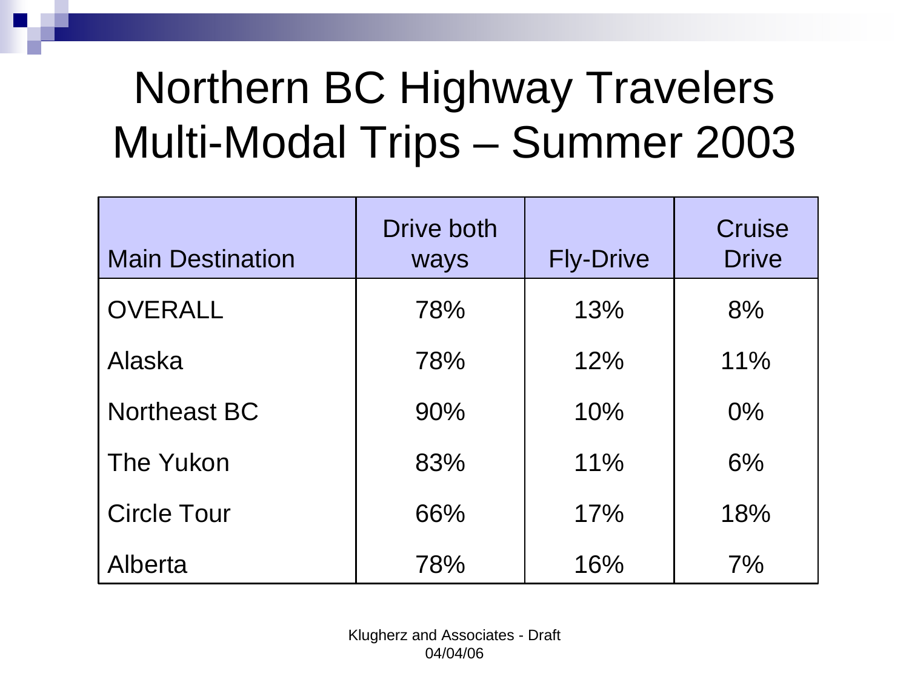# Northern BC Highway Travelers Multi-Modal Trips – Summer 2003

| Main Destination | Drive both ways | Fly-Drive | Cruise Drive |
|---|---|---|---|
| OVERALL | 78% | 13% | 8% |
| Alaska | 78% | 12% | 11% |
| Northeast BC | 90% | 10% | 0% |
| The Yukon | 83% | 11% | 6% |
| Circle Tour | 66% | 17% | 18% |
| Alberta | 78% | 16% | 7% |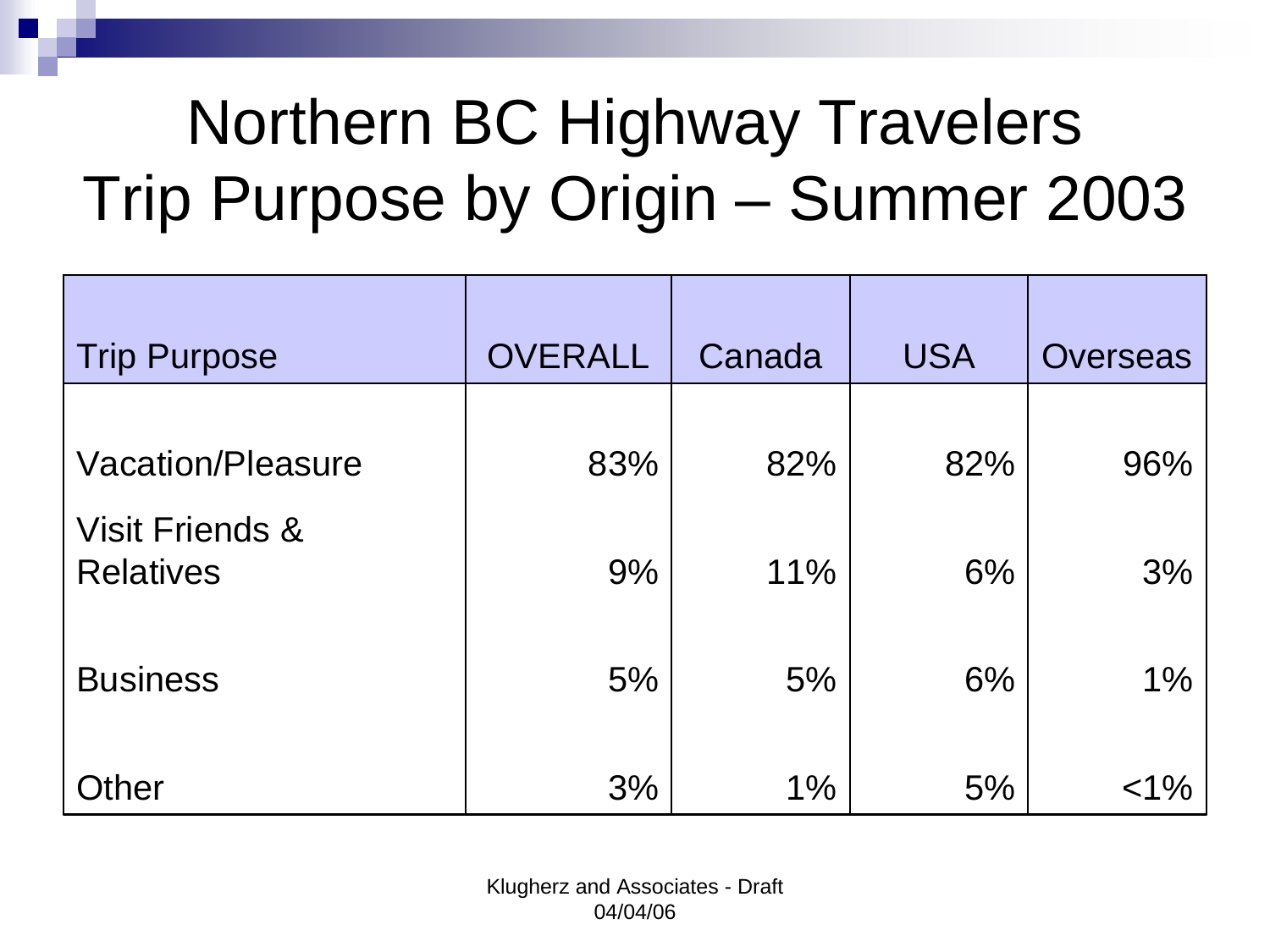# Northern BC Highway Travelers Trip Purpose by Origin – Summer 2003

| Trip Purpose | OVERALL | Canada | USA | Overseas |
|---|---|---|---|---|
| Vacation/Pleasure | 83% | 82% | 82% | 96% |
| Visit Friends & Relatives | 9% | 11% | 6% | 3% |
| Business | 5% | 5% | 6% | 1% |
| Other | 3% | 1% | 5% | <1% |

Klugherz and Associates - Draft
04/04/06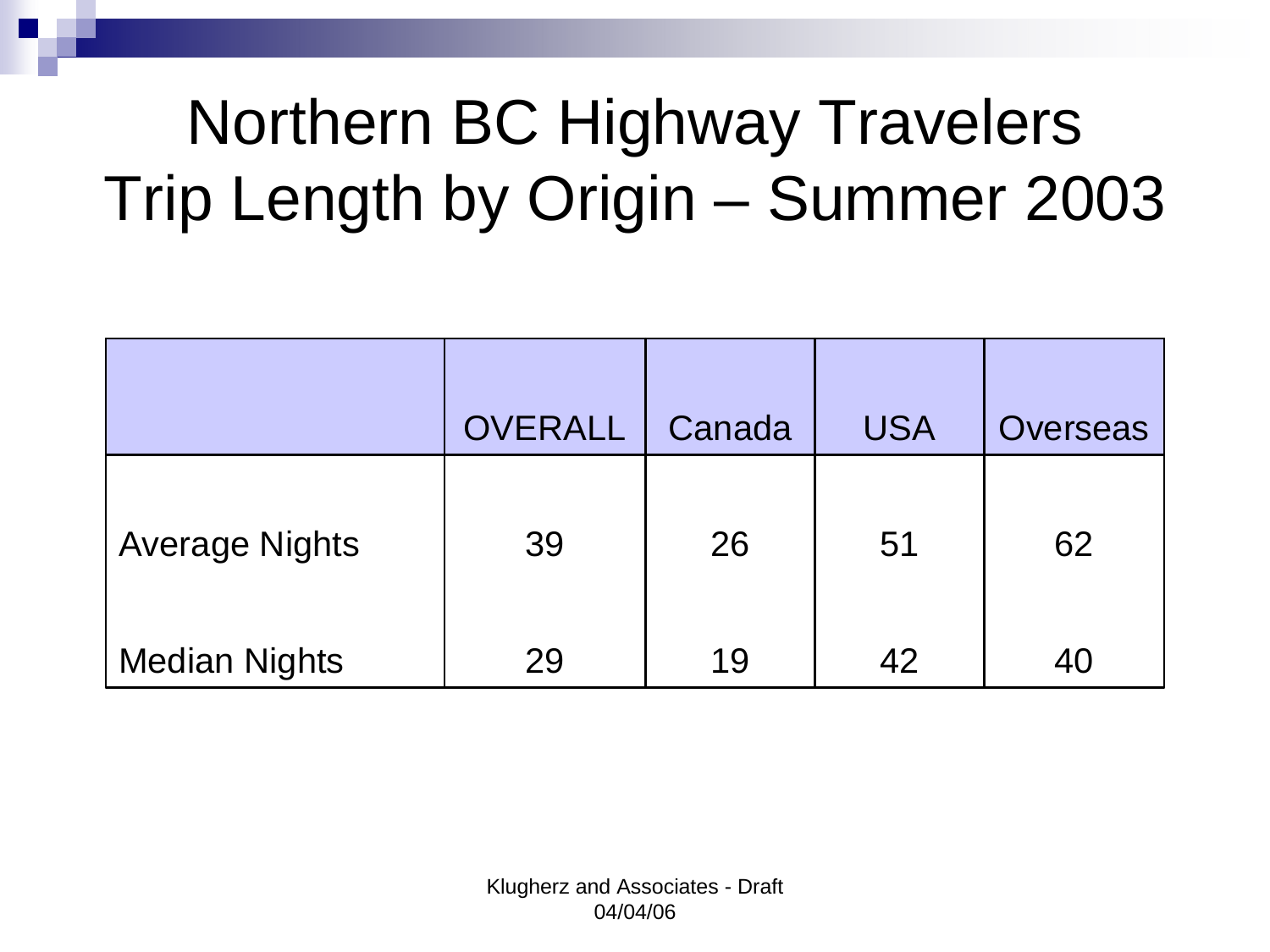# Northern BC Highway Travelers Trip Length by Origin – Summer 2003

| | OVERALL | Canada | USA | Overseas |
|---|---|---|---|---|
| Average Nights | 39 | 26 | 51 | 62 |
| Median Nights | 29 | 19 | 42 | 40 |

Klugherz and Associates - Draft 04/04/06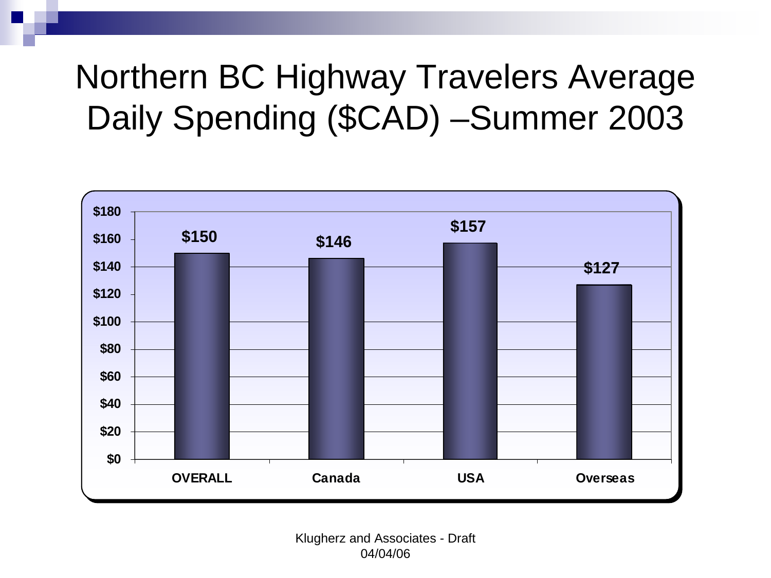# Northern BC Highway Travelers Average Daily Spending ($CAD) –Summer 2003

| | Average Daily Spending ($CAD) |
|---|---|
| OVERALL | $150 |
| Canada | $146 |
| USA | $157 |
| Overseas | $127 |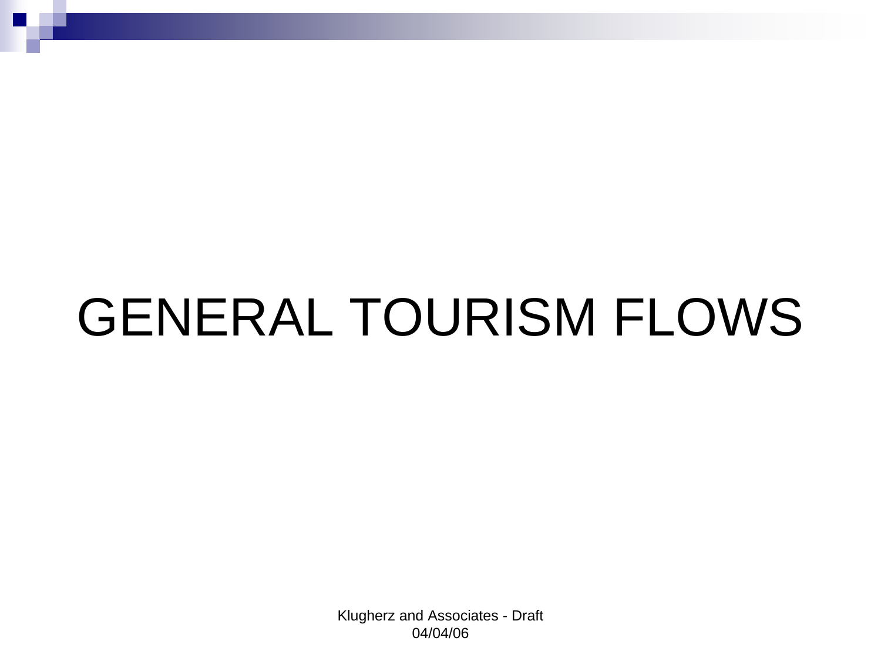# GENERAL TOURISM FLOWS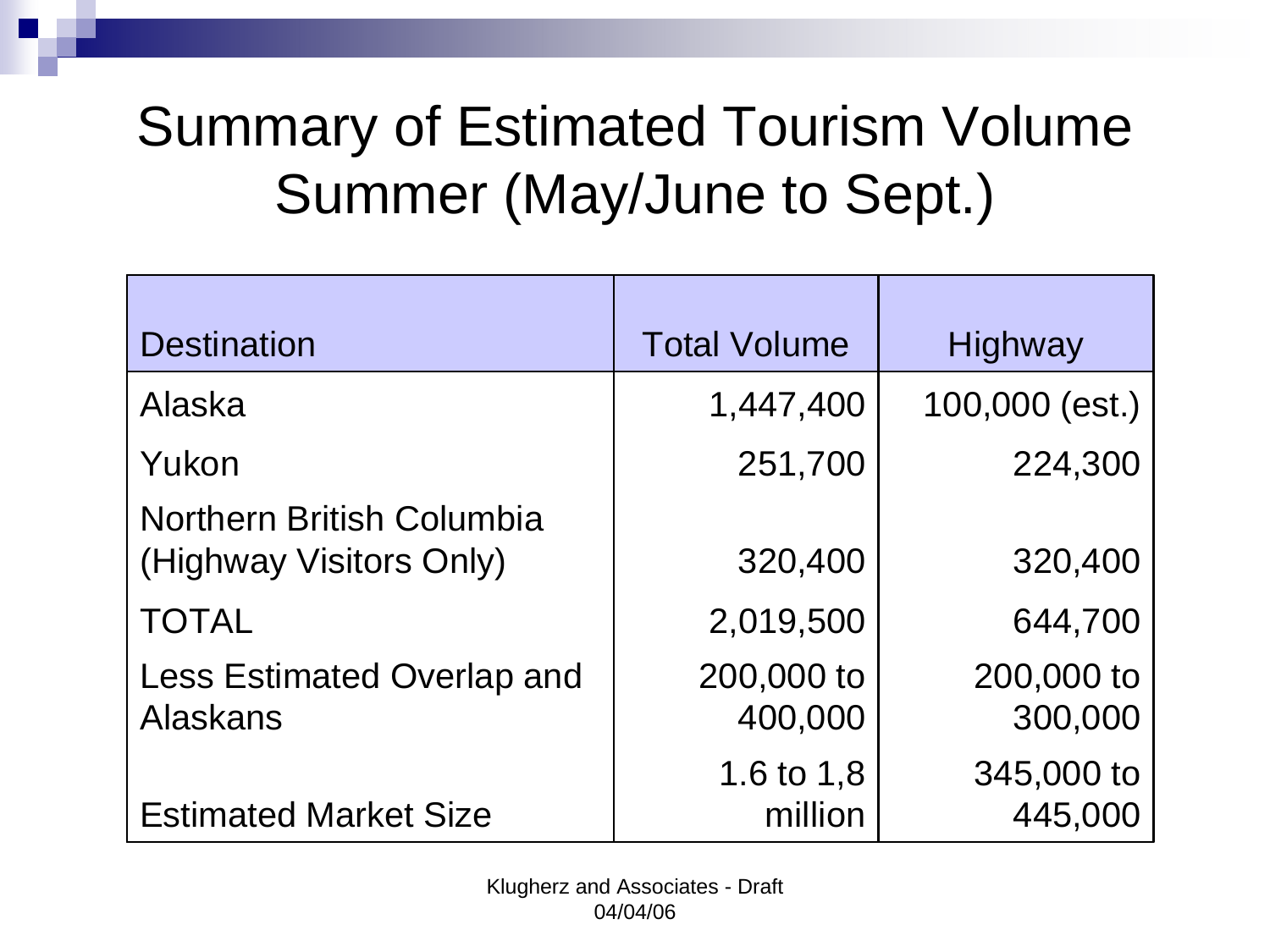# Summary of Estimated Tourism Volume Summer (May/June to Sept.)

| Destination | Total Volume | Highway |
|---|---|---|
| Alaska | 1,447,400 | 100,000 (est.) |
| Yukon | 251,700 | 224,300 |
| Northern British Columbia (Highway Visitors Only) | 320,400 | 320,400 |
| TOTAL | 2,019,500 | 644,700 |
| Less Estimated Overlap and Alaskans | 200,000 to 400,000 | 200,000 to 300,000 |
| Estimated Market Size | 1.6 to 1,8 million | 345,000 to 445,000 |

Klugherz and Associates - Draft 04/04/06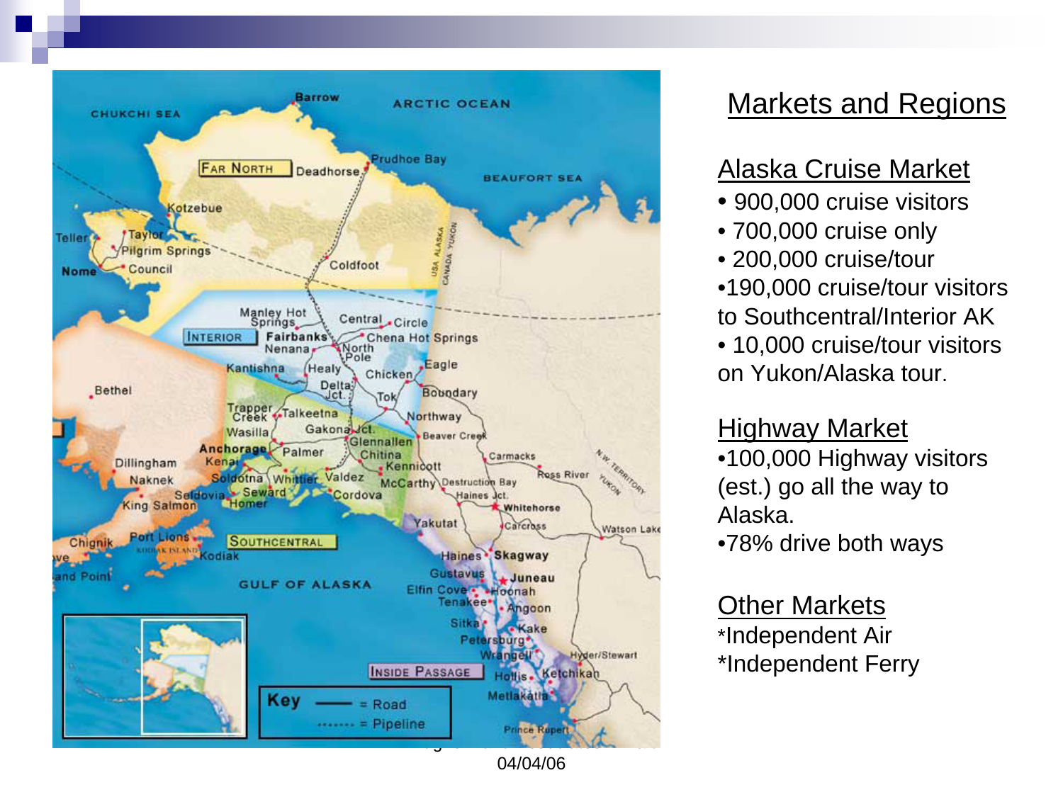## Markets and Regions

### Alaska Cruise Market

- 900,000 cruise visitors
- 700,000 cruise only
- 200,000 cruise/tour
- 190,000 cruise/tour visitors to Southcentral/Interior AK
- 10,000 cruise/tour visitors on Yukon/Alaska tour.

### Highway Market

- 100,000 Highway visitors (est.) go all the way to Alaska.
- 78% drive both ways

### Other Markets

*Independent Air
*Independent Ferry

04/04/06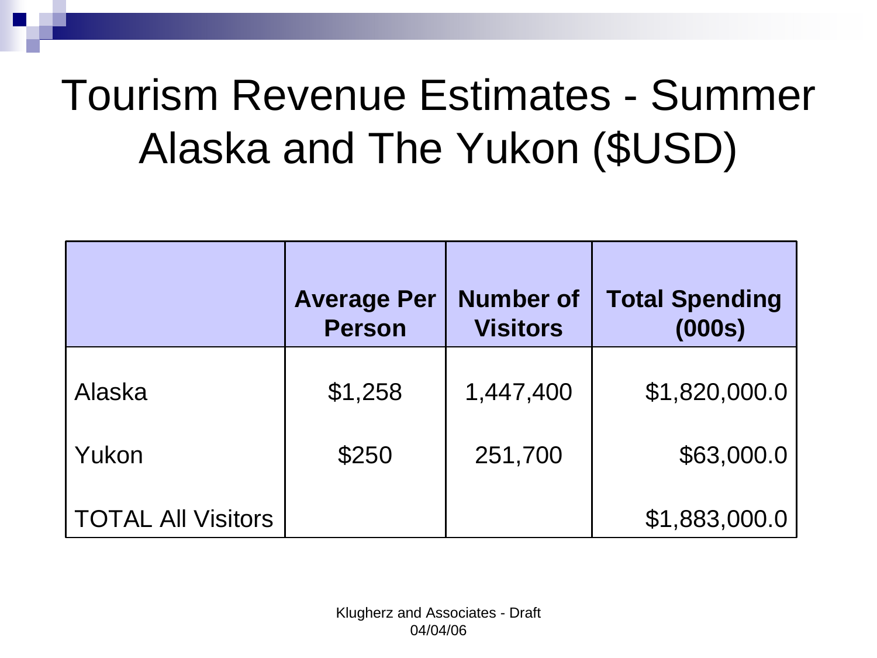# Tourism Revenue Estimates - Summer Alaska and The Yukon ($USD)

| | Average Per Person | Number of Visitors | Total Spending (000s) |
|---|---|---|---|
| Alaska | $1,258 | 1,447,400 | $1,820,000.0 |
| Yukon | $250 | 251,700 | $63,000.0 |
| TOTAL All Visitors | | | $1,883,000.0 |

Klugherz and Associates - Draft 04/04/06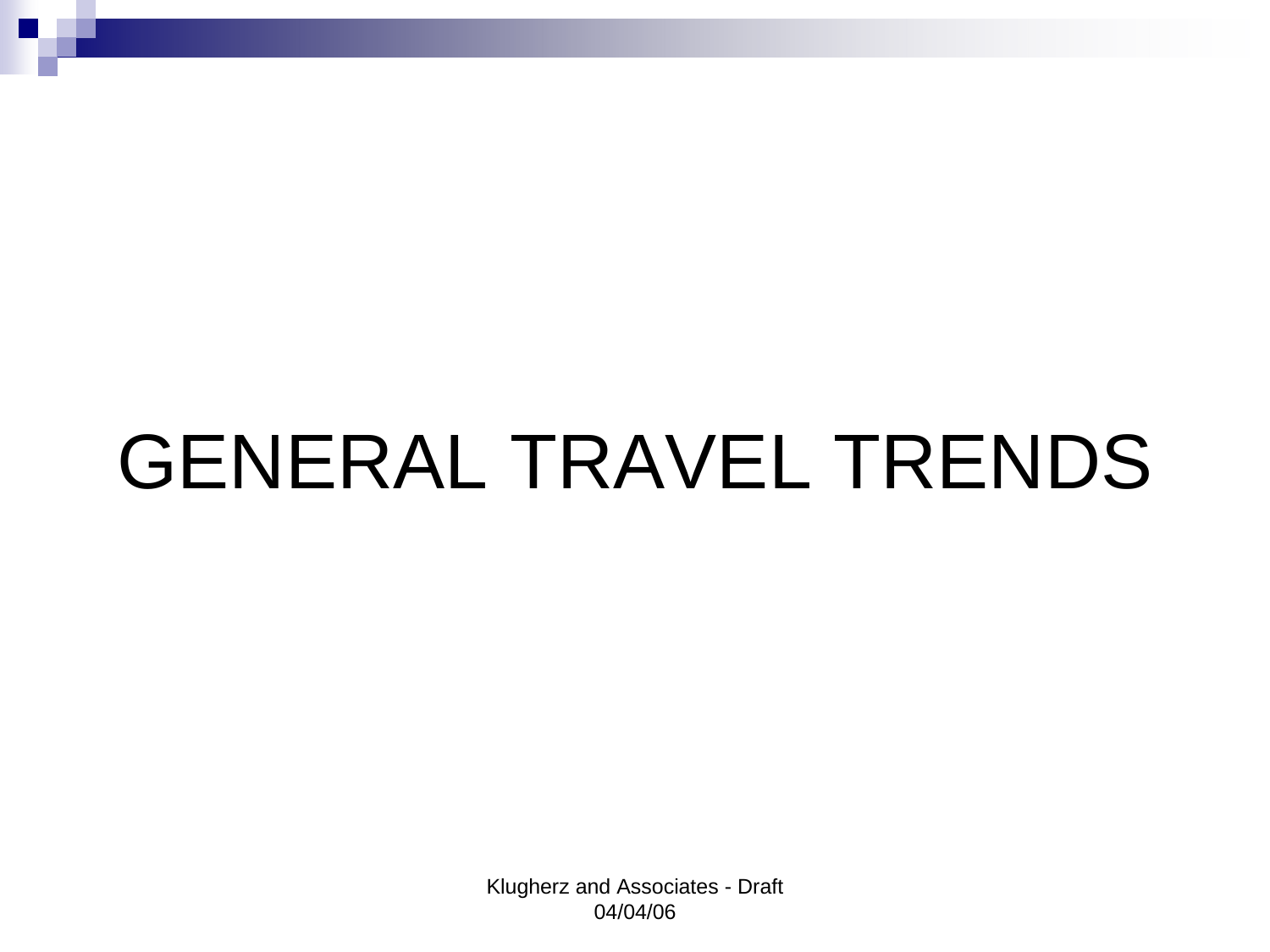# GENERAL TRAVEL TRENDS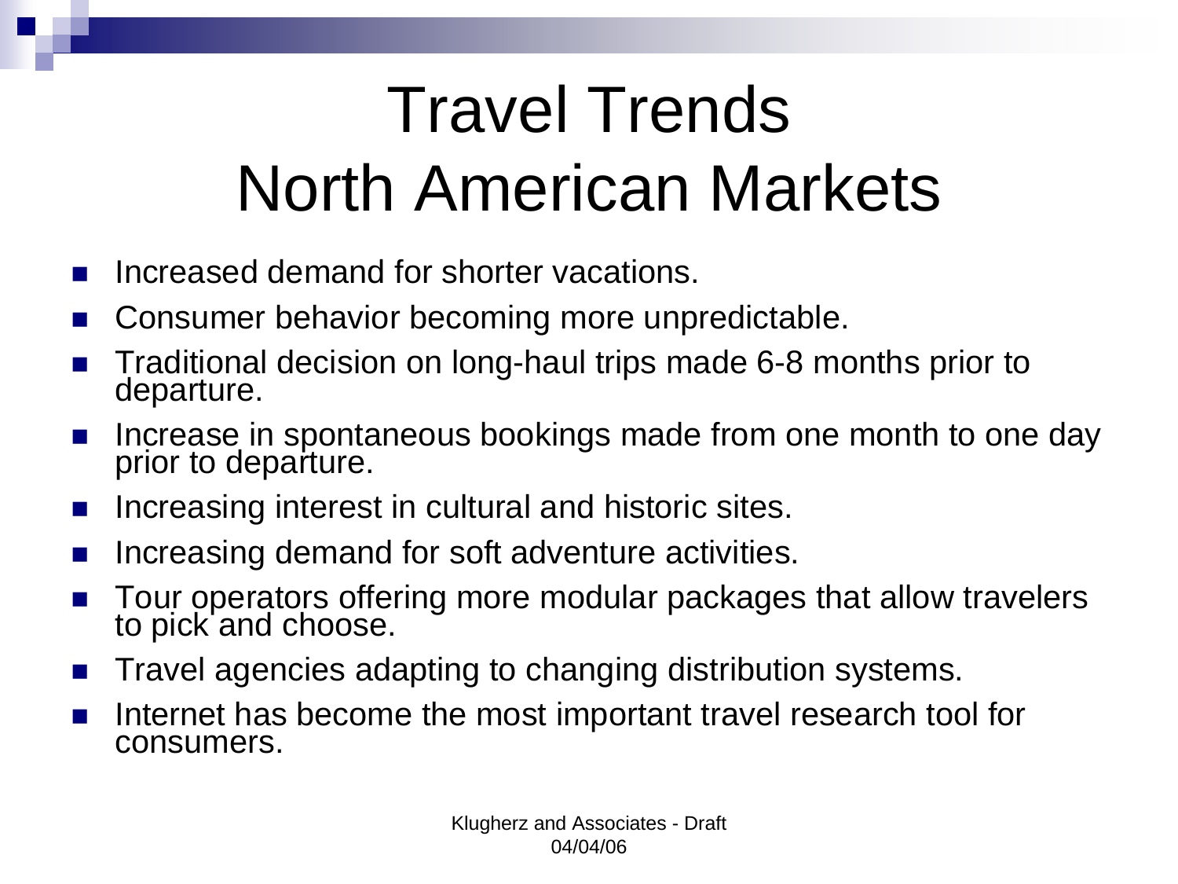# Travel Trends North American Markets

- Increased demand for shorter vacations.
- Consumer behavior becoming more unpredictable.
- Traditional decision on long-haul trips made 6-8 months prior to departure.
- Increase in spontaneous bookings made from one month to one day prior to departure.
- Increasing interest in cultural and historic sites.
- Increasing demand for soft adventure activities.
- Tour operators offering more modular packages that allow travelers to pick and choose.
- Travel agencies adapting to changing distribution systems.
- Internet has become the most important travel research tool for consumers.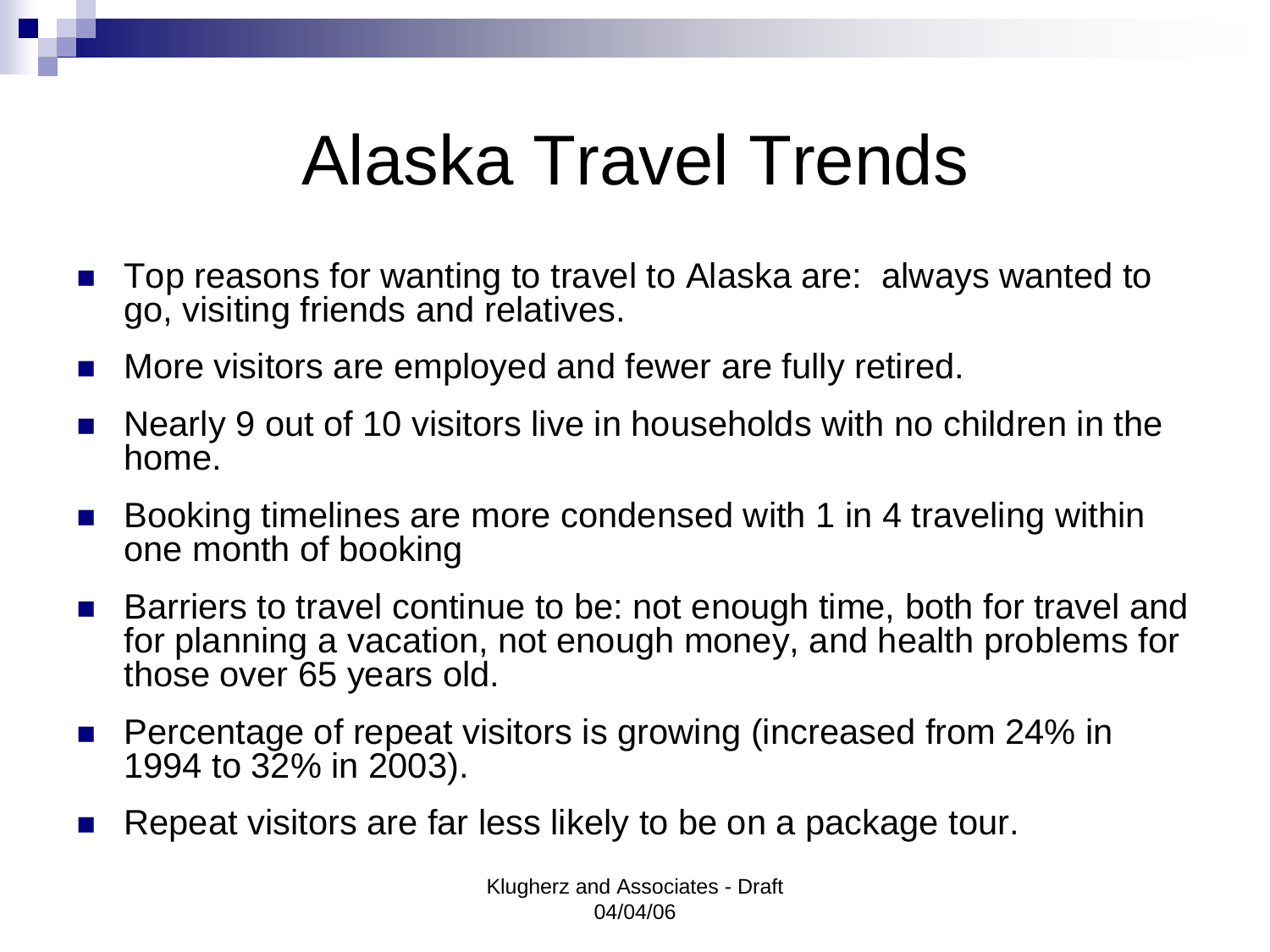# Alaska Travel Trends

- Top reasons for wanting to travel to Alaska are: always wanted to go, visiting friends and relatives.
- More visitors are employed and fewer are fully retired.
- Nearly 9 out of 10 visitors live in households with no children in the home.
- Booking timelines are more condensed with 1 in 4 traveling within one month of booking
- Barriers to travel continue to be: not enough time, both for travel and for planning a vacation, not enough money, and health problems for those over 65 years old.
- Percentage of repeat visitors is growing (increased from 24% in 1994 to 32% in 2003).
- Repeat visitors are far less likely to be on a package tour.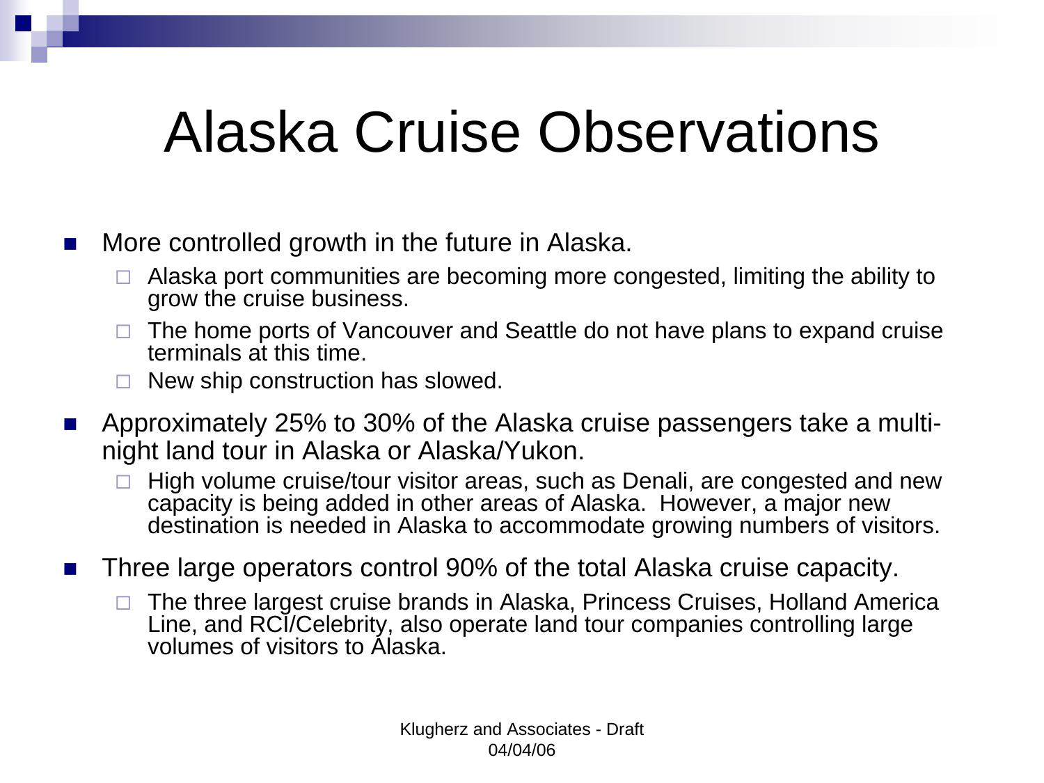# Alaska Cruise Observations

- More controlled growth in the future in Alaska.
  - Alaska port communities are becoming more congested, limiting the ability to grow the cruise business.
  - The home ports of Vancouver and Seattle do not have plans to expand cruise terminals at this time.
  - New ship construction has slowed.
- Approximately 25% to 30% of the Alaska cruise passengers take a multi-night land tour in Alaska or Alaska/Yukon.
  - High volume cruise/tour visitor areas, such as Denali, are congested and new capacity is being added in other areas of Alaska. However, a major new destination is needed in Alaska to accommodate growing numbers of visitors.
- Three large operators control 90% of the total Alaska cruise capacity.
  - The three largest cruise brands in Alaska, Princess Cruises, Holland America Line, and RCI/Celebrity, also operate land tour companies controlling large volumes of visitors to Alaska.

Klugherz and Associates - Draft
04/04/06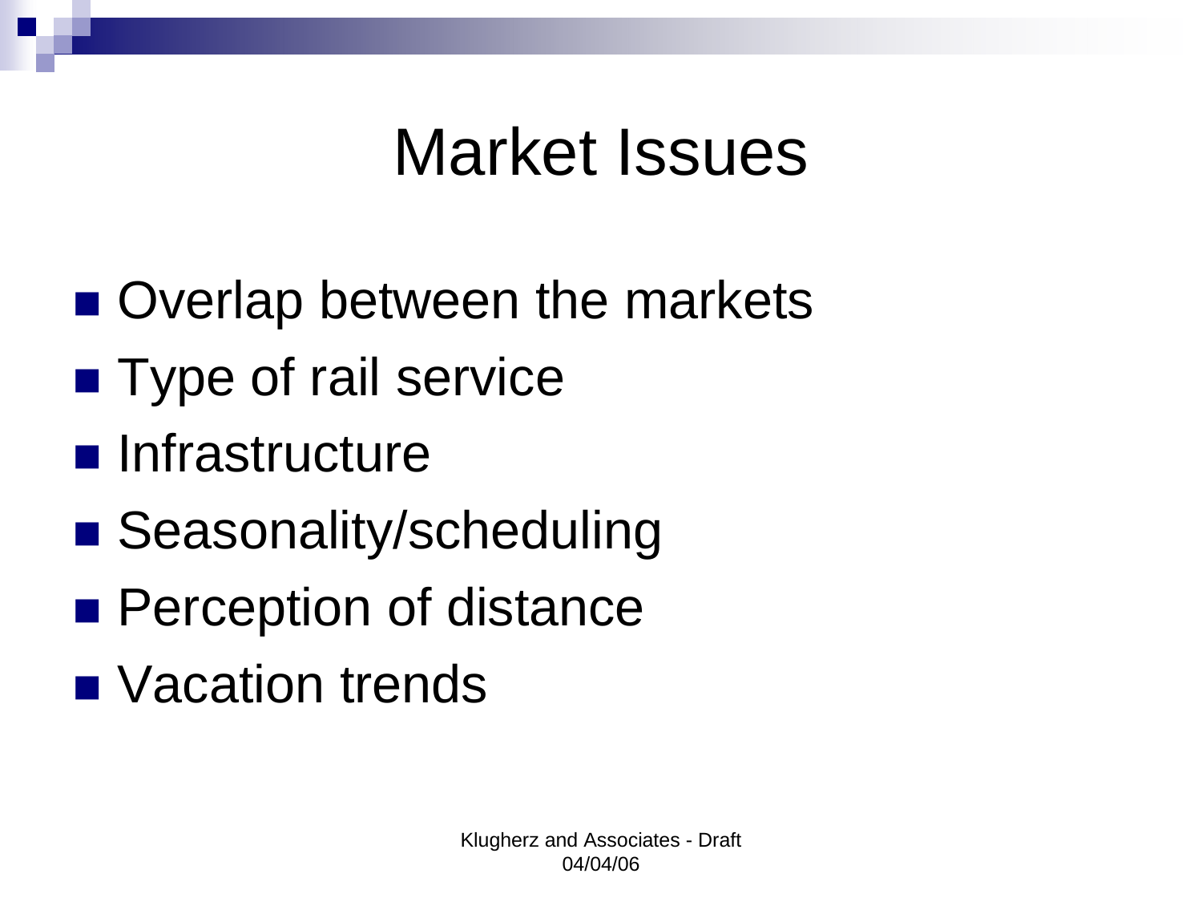# Market Issues

- Overlap between the markets
- Type of rail service
- Infrastructure
- Seasonality/scheduling
- Perception of distance
- Vacation trends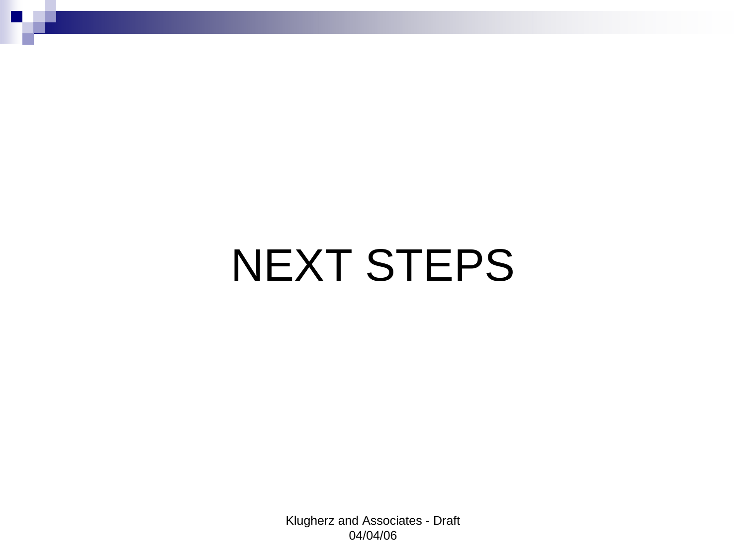# NEXT STEPS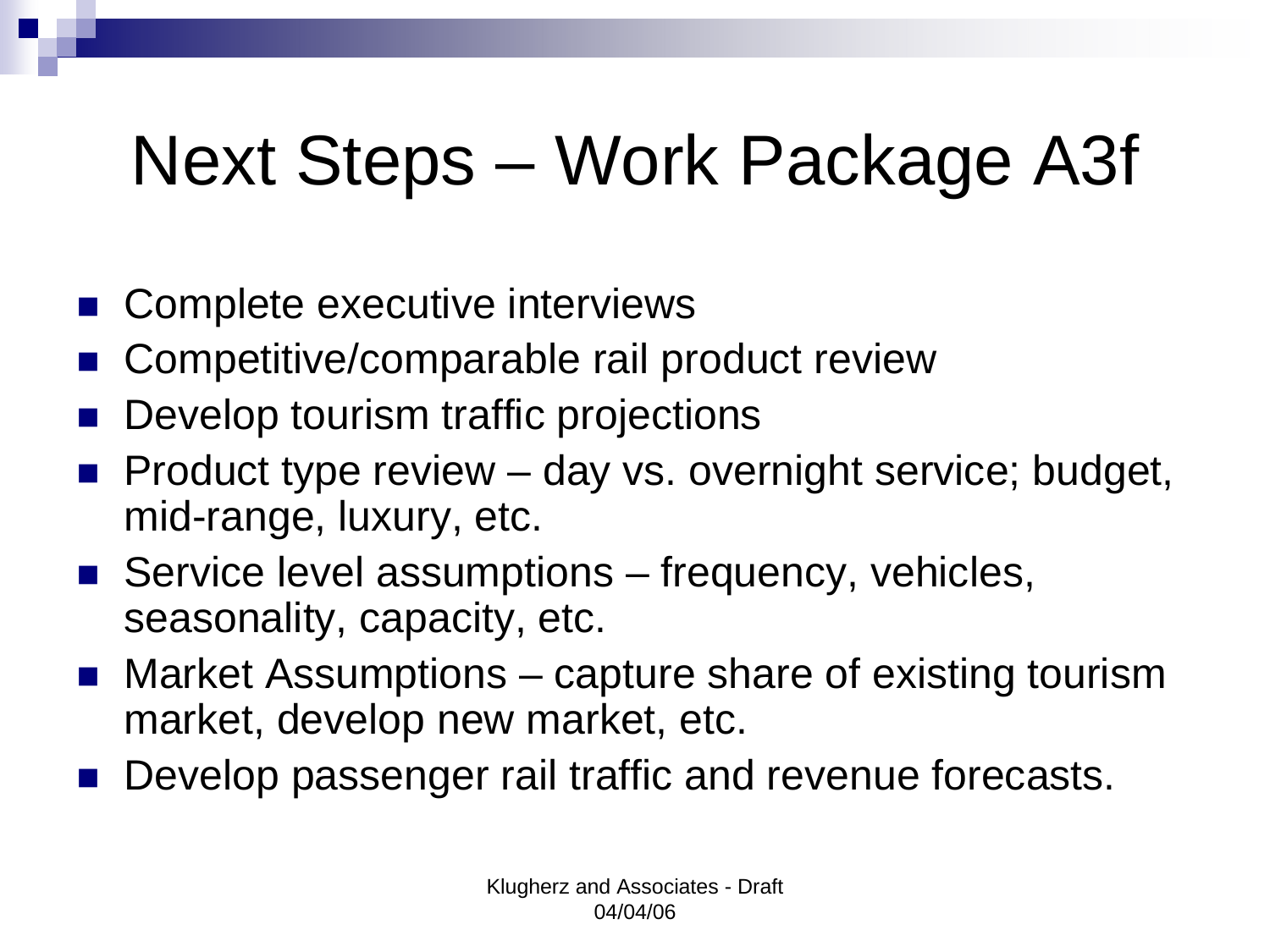# Next Steps – Work Package A3f

- Complete executive interviews
- Competitive/comparable rail product review
- Develop tourism traffic projections
- Product type review – day vs. overnight service; budget, mid-range, luxury, etc.
- Service level assumptions – frequency, vehicles, seasonality, capacity, etc.
- Market Assumptions – capture share of existing tourism market, develop new market, etc.
- Develop passenger rail traffic and revenue forecasts.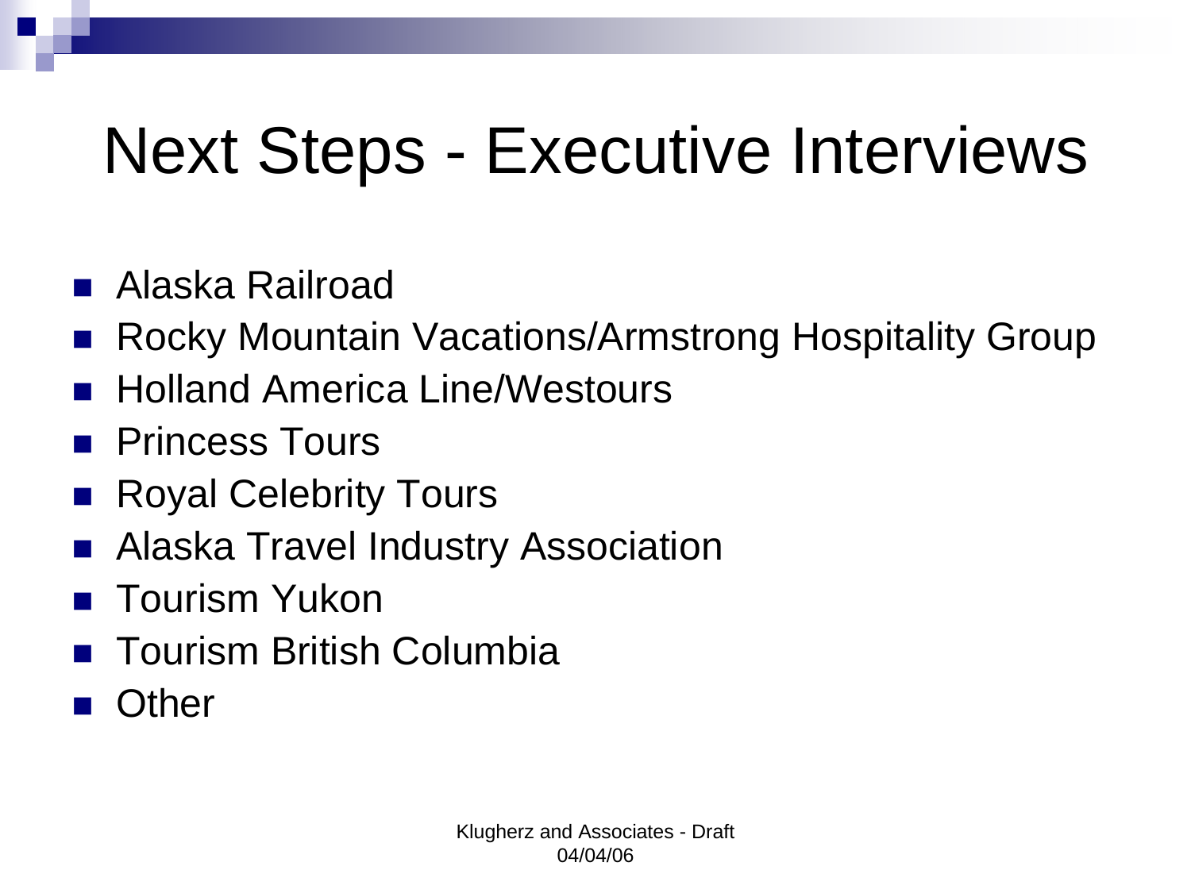# Next Steps - Executive Interviews

- Alaska Railroad
- Rocky Mountain Vacations/Armstrong Hospitality Group
- Holland America Line/Westours
- Princess Tours
- Royal Celebrity Tours
- Alaska Travel Industry Association
- Tourism Yukon
- Tourism British Columbia
- Other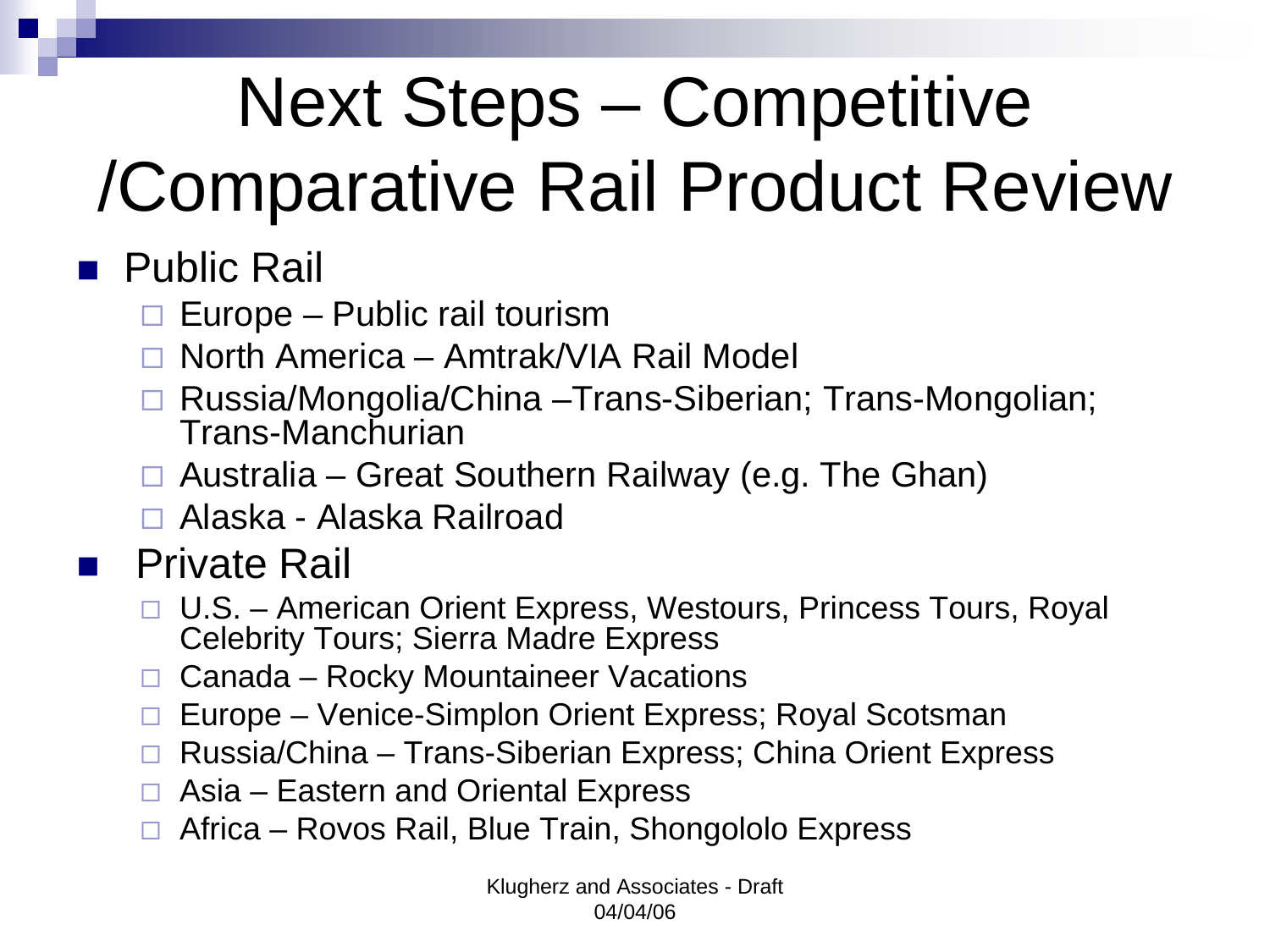# Next Steps – Competitive /Comparative Rail Product Review

- Public Rail
  - Europe – Public rail tourism
  - North America – Amtrak/VIA Rail Model
  - Russia/Mongolia/China –Trans-Siberian; Trans-Mongolian; Trans-Manchurian
  - Australia – Great Southern Railway (e.g. The Ghan)
  - Alaska - Alaska Railroad
- Private Rail
  - U.S. – American Orient Express, Westours, Princess Tours, Royal Celebrity Tours; Sierra Madre Express
  - Canada – Rocky Mountaineer Vacations
  - Europe – Venice-Simplon Orient Express; Royal Scotsman
  - Russia/China – Trans-Siberian Express; China Orient Express
  - Asia – Eastern and Oriental Express
  - Africa – Rovos Rail, Blue Train, Shongololo Express

Klugherz and Associates - Draft
04/04/06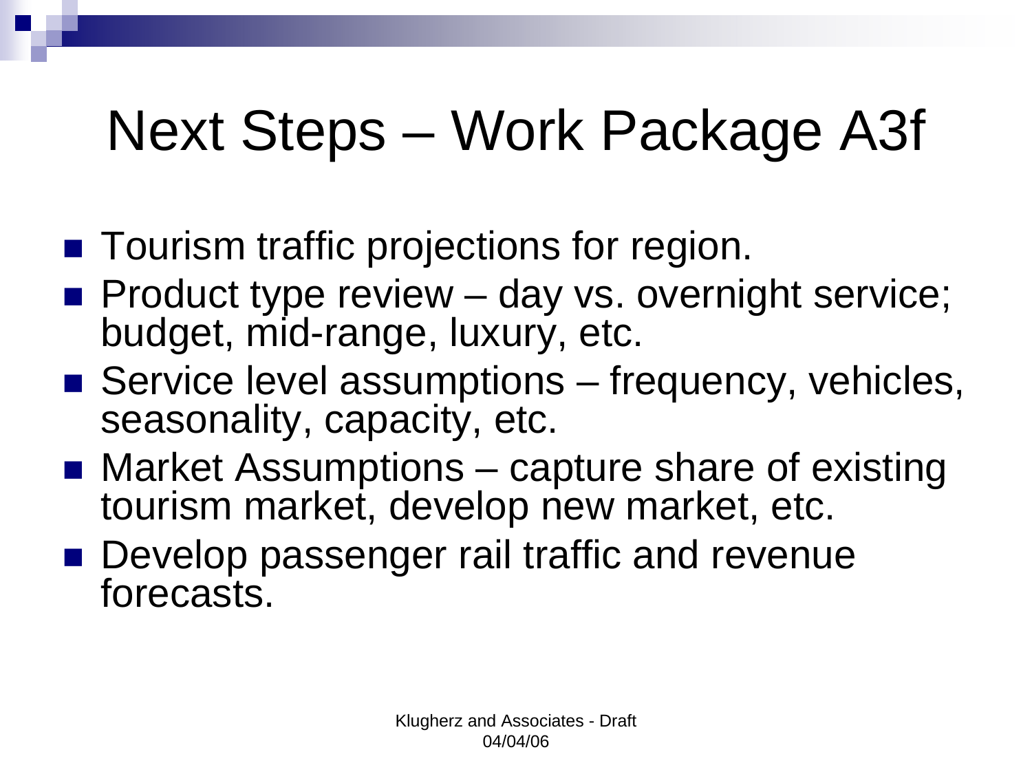# Next Steps – Work Package A3f

- Tourism traffic projections for region.
- Product type review – day vs. overnight service; budget, mid-range, luxury, etc.
- Service level assumptions – frequency, vehicles, seasonality, capacity, etc.
- Market Assumptions – capture share of existing tourism market, develop new market, etc.
- Develop passenger rail traffic and revenue forecasts.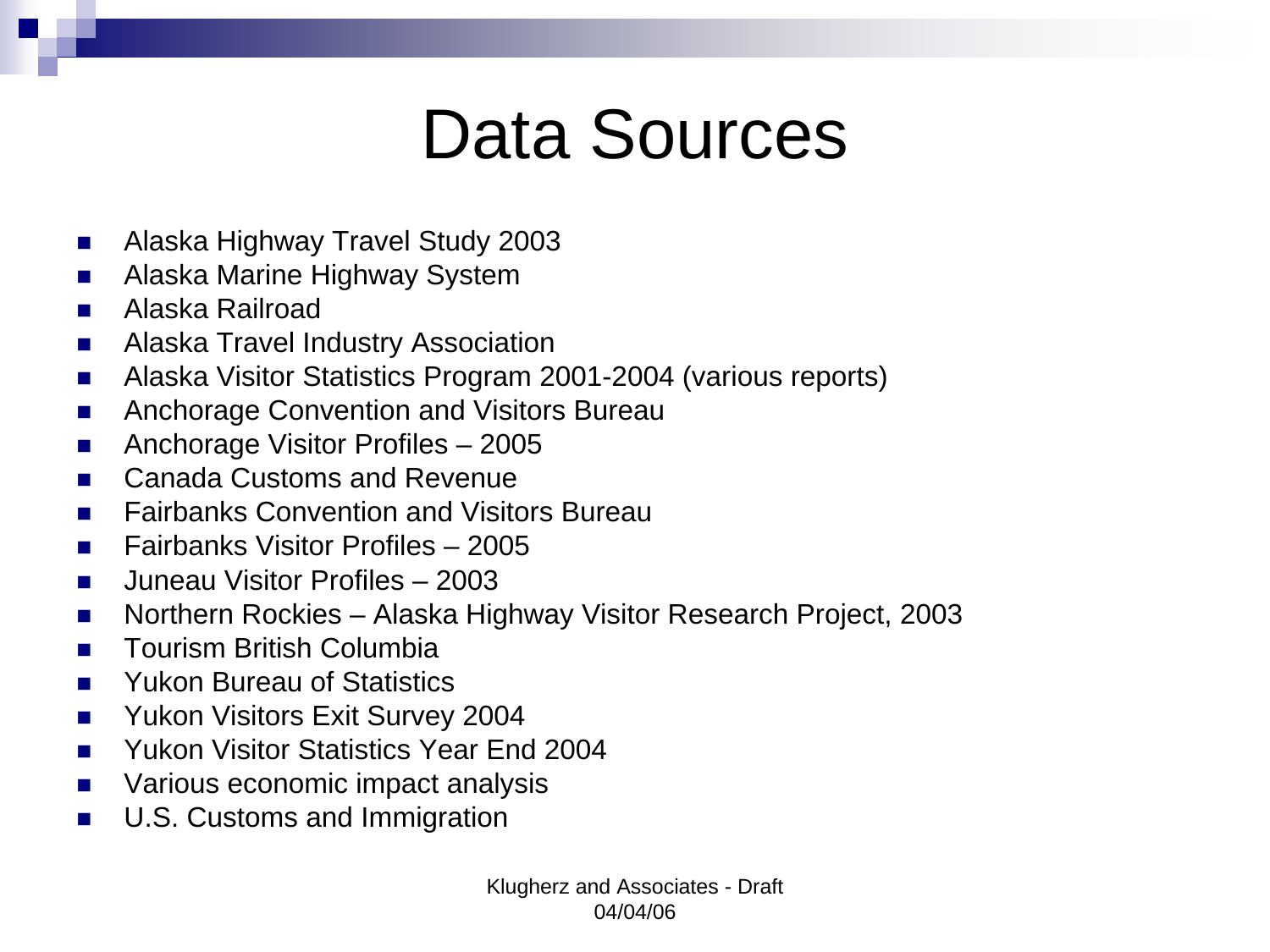# Data Sources

- Alaska Highway Travel Study 2003
- Alaska Marine Highway System
- Alaska Railroad
- Alaska Travel Industry Association
- Alaska Visitor Statistics Program 2001-2004 (various reports)
- Anchorage Convention and Visitors Bureau
- Anchorage Visitor Profiles – 2005
- Canada Customs and Revenue
- Fairbanks Convention and Visitors Bureau
- Fairbanks Visitor Profiles – 2005
- Juneau Visitor Profiles – 2003
- Northern Rockies – Alaska Highway Visitor Research Project, 2003
- Tourism British Columbia
- Yukon Bureau of Statistics
- Yukon Visitors Exit Survey 2004
- Yukon Visitor Statistics Year End 2004
- Various economic impact analysis
- U.S. Customs and Immigration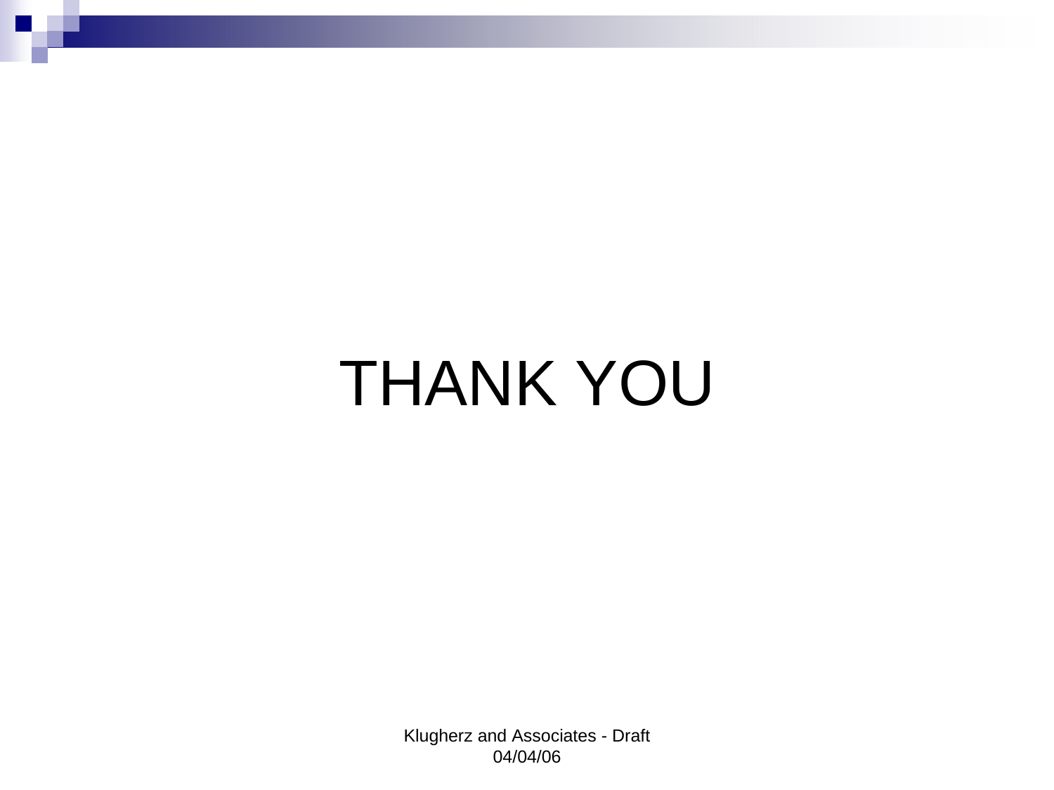# THANK YOU